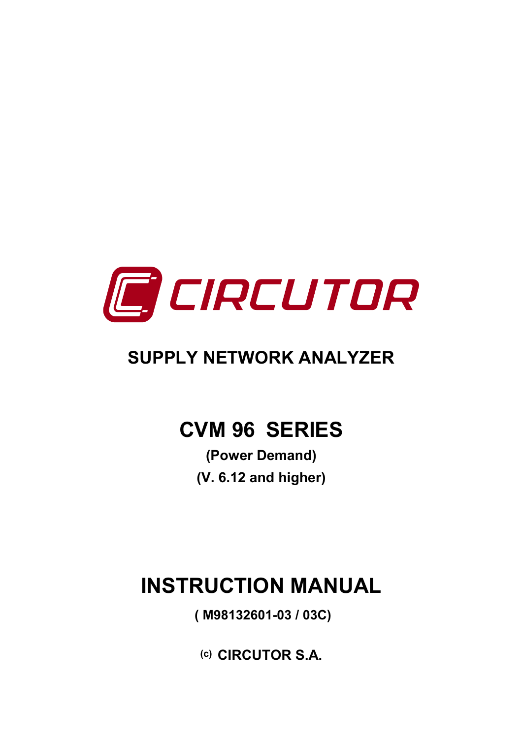CIRCUTOR

# SUPPLY NETWORK ANALYZER

# CVM 96 SERIES

**(Power Demand)**

**(V. 6.12 and higher)**

# INSTRUCTION MANUAL

**( M98132601-03 / 03C)**

**(c) CIRCUTOR S.A.**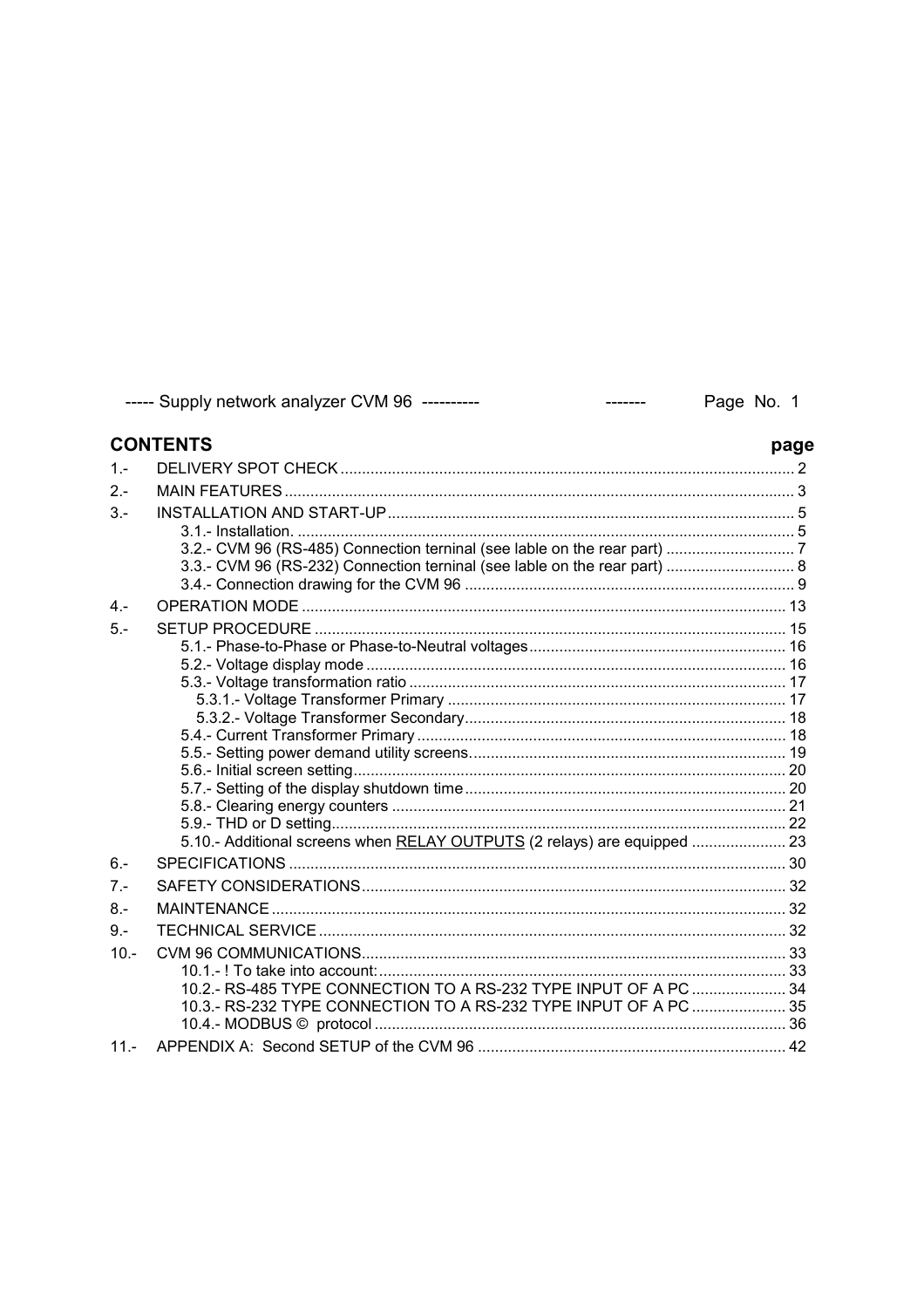## CONTENTS

| | | page |
|---|---|---|
| 1.- | DELIVERY SPOT CHECK | 2 |
| 2.- | MAIN FEATURES | 3 |
| 3.- | INSTALLATION AND START-UP | 5 |
| | 3.1.- Installation. | 5 |
| | 3.2.- CVM 96 (RS-485) Connection terminal (see lable on the rear part) | 7 |
| | 3.3.- CVM 96 (RS-232) Connection terminal (see lable on the rear part) | 8 |
| | 3.4.- Connection drawing for the CVM 96 | 9 |
| 4.- | OPERATION MODE | 13 |
| 5.- | SETUP PROCEDURE | 15 |
| | 5.1.- Phase-to-Phase or Phase-to-Neutral voltages | 16 |
| | 5.2.- Voltage display mode | 16 |
| | 5.3.- Voltage transformation ratio | 17 |
| | 5.3.1.- Voltage Transformer Primary | 17 |
| | 5.3.2.- Voltage Transformer Secondary | 18 |
| | 5.4.- Current Transformer Primary | 18 |
| | 5.5.- Setting power demand utility screens. | 19 |
| | 5.6.- Initial screen setting | 20 |
| | 5.7.- Setting of the display shutdown time | 20 |
| | 5.8.- Clearing energy counters | 21 |
| | 5.9.- THD or D setting | 22 |
| | 5.10.- Additional screens when <u>RELAY OUTPUTS</u> (2 relays) are equipped | 23 |
| 6.- | SPECIFICATIONS | 30 |
| 7.- | SAFETY CONSIDERATIONS | 32 |
| 8.- | MAINTENANCE | 32 |
| 9.- | TECHNICAL SERVICE | 32 |
| 10.- | CVM 96 COMMUNICATIONS | 33 |
| | 10.1.- ! To take into account: | 33 |
| | 10.2.- RS-485 TYPE CONNECTION TO A RS-232 TYPE INPUT OF A PC | 34 |
| | 10.3.- RS-232 TYPE CONNECTION TO A RS-232 TYPE INPUT OF A PC | 35 |
| | 10.4.- MODBUS © protocol | 36 |
| 11.- | APPENDIX A: Second SETUP of the CVM 96 | 42 |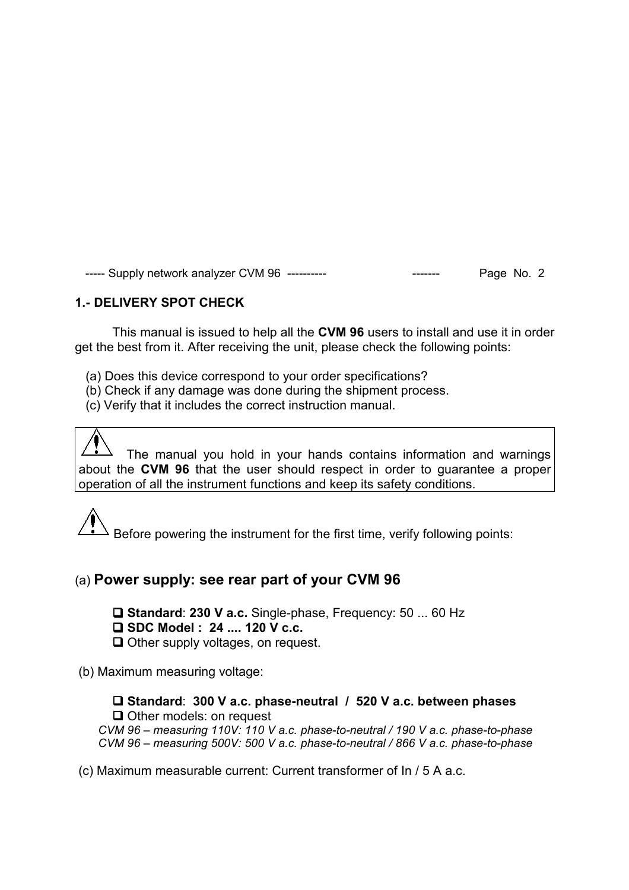## 1.- DELIVERY SPOT CHECK

This manual is issued to help all the **CVM 96** users to install and use it in order get the best from it. After receiving the unit, please check the following points:

(a) Does this device correspond to your order specifications?
(b) Check if any damage was done during the shipment process.
(c) Verify that it includes the correct instruction manual.

> ⚠ The manual you hold in your hands contains information and warnings about the **CVM 96** that the user should respect in order to guarantee a proper operation of all the instrument functions and keep its safety conditions.

⚠ Before powering the instrument for the first time, verify following points:

(a) **Power supply: see rear part of your CVM 96**

- ❑ **Standard**: **230 V a.c.** Single-phase, Frequency: 50 ... 60 Hz
- ❑ **SDC Model : 24 .... 120 V c.c.**
- ❑ Other supply voltages, on request.

(b) Maximum measuring voltage:

- ❑ **Standard**: **300 V a.c. phase-neutral / 520 V a.c. between phases**
- ❑ Other models: on request

*CVM 96 – measuring 110V: 110 V a.c. phase-to-neutral / 190 V a.c. phase-to-phase*
*CVM 96 – measuring 500V: 500 V a.c. phase-to-neutral / 866 V a.c. phase-to-phase*

(c) Maximum measurable current: Current transformer of In / 5 A a.c.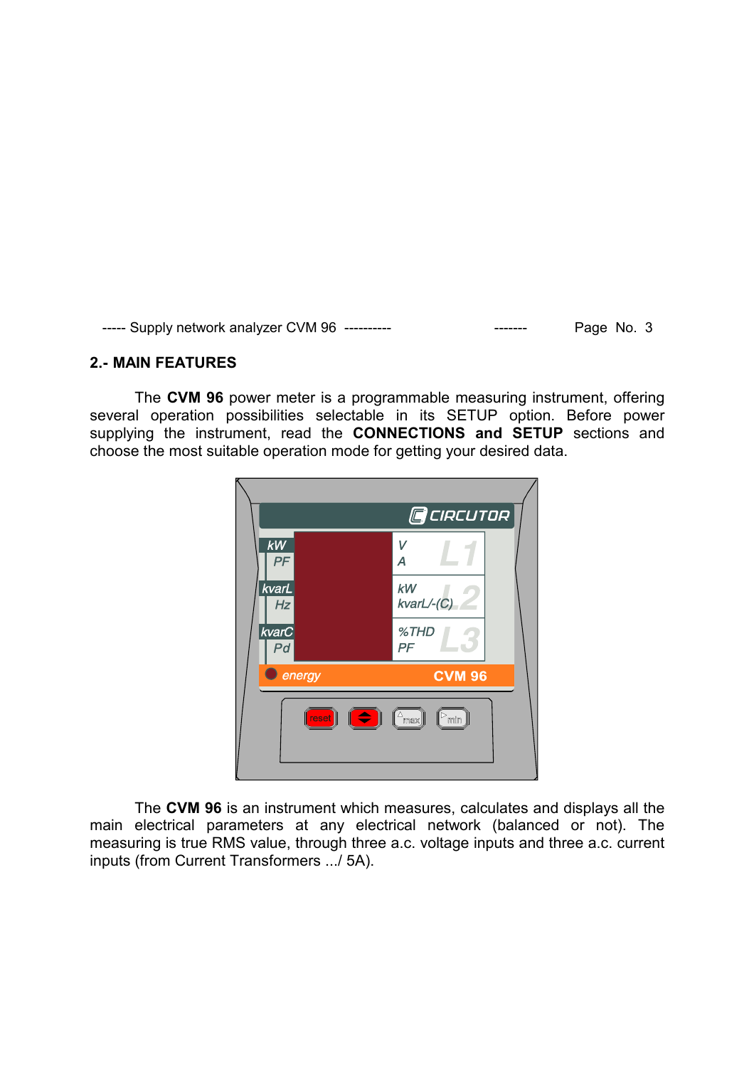## 2.- MAIN FEATURES

The **CVM 96** power meter is a programmable measuring instrument, offering several operation possibilities selectable in its SETUP option. Before power supplying the instrument, read the **CONNECTIONS and SETUP** sections and choose the most suitable operation mode for getting your desired data.

The **CVM 96** is an instrument which measures, calculates and displays all the main electrical parameters at any electrical network (balanced or not). The measuring is true RMS value, through three a.c. voltage inputs and three a.c. current inputs (from Current Transformers .../ 5A).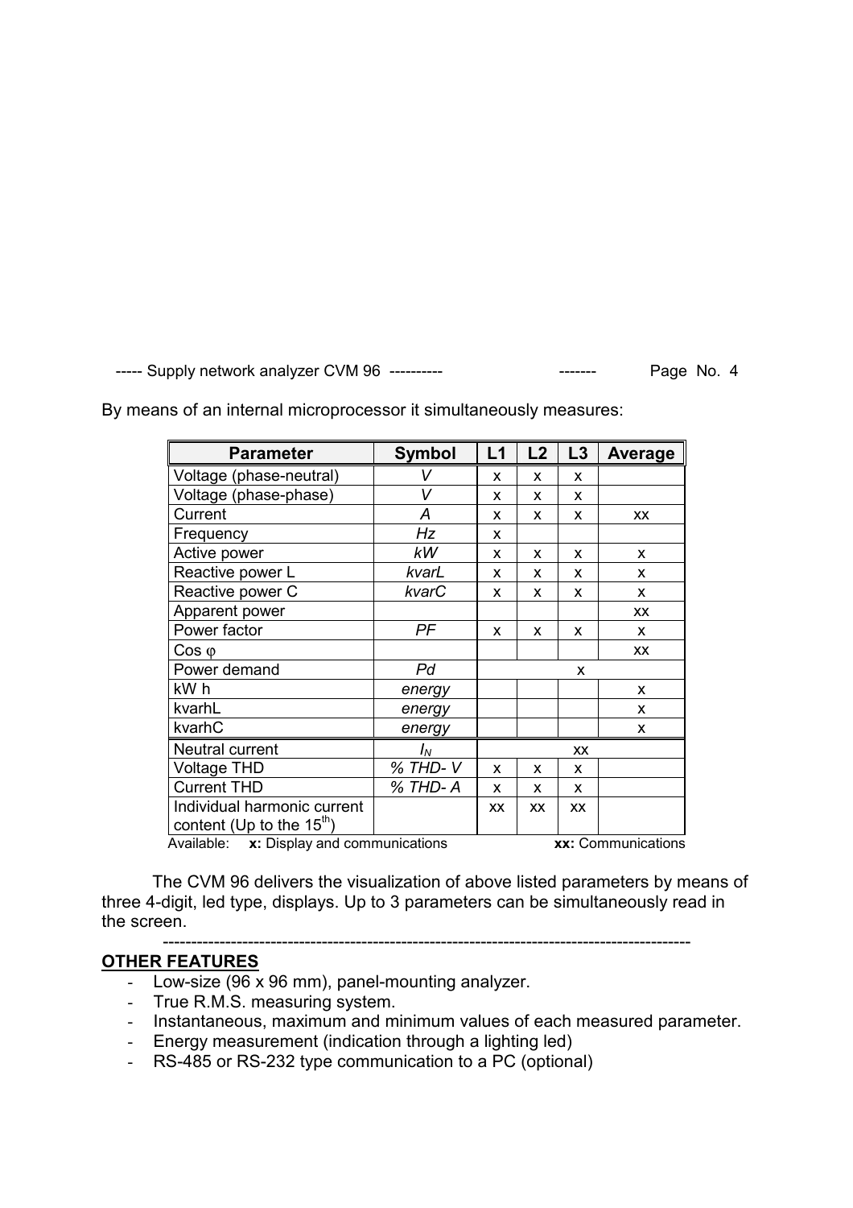By means of an internal microprocessor it simultaneously measures:

| Parameter | Symbol | L1 | L2 | L3 | Average |
|---|---|---|---|---|---|
| Voltage (phase-neutral) | *V* | x | x | x | |
| Voltage (phase-phase) | *V* | x | x | x | |
| Current | *A* | x | x | x | xx |
| Frequency | *Hz* | x | | | |
| Active power | *kW* | x | x | x | x |
| Reactive power L | *kvarL* | x | x | x | x |
| Reactive power C | *kvarC* | x | x | x | x |
| Apparent power | | | | | xx |
| Power factor | *PF* | x | x | x | x |
| Cos φ | | | | | xx |
| Power demand | *Pd* | | x | | |
| kW h | *energy* | | | | x |
| kvarhL | *energy* | | | | x |
| kvarhC | *energy* | | | | x |
| Neutral current | $I_N$ | | xx | | |
| Voltage THD | *% THD- V* | x | x | x | |
| Current THD | *% THD- A* | x | x | x | |
| Individual harmonic current content (Up to the $15^{th}$) | | xx | xx | xx | |

Available: **x:** Display and communications **xx:** Communications

The CVM 96 delivers the visualization of above listed parameters by means of three 4-digit, led type, displays. Up to 3 parameters can be simultaneously read in the screen.

---

**OTHER FEATURES**

- Low-size (96 x 96 mm), panel-mounting analyzer.
- True R.M.S. measuring system.
- Instantaneous, maximum and minimum values of each measured parameter.
- Energy measurement (indication through a lighting led)
- RS-485 or RS-232 type communication to a PC (optional)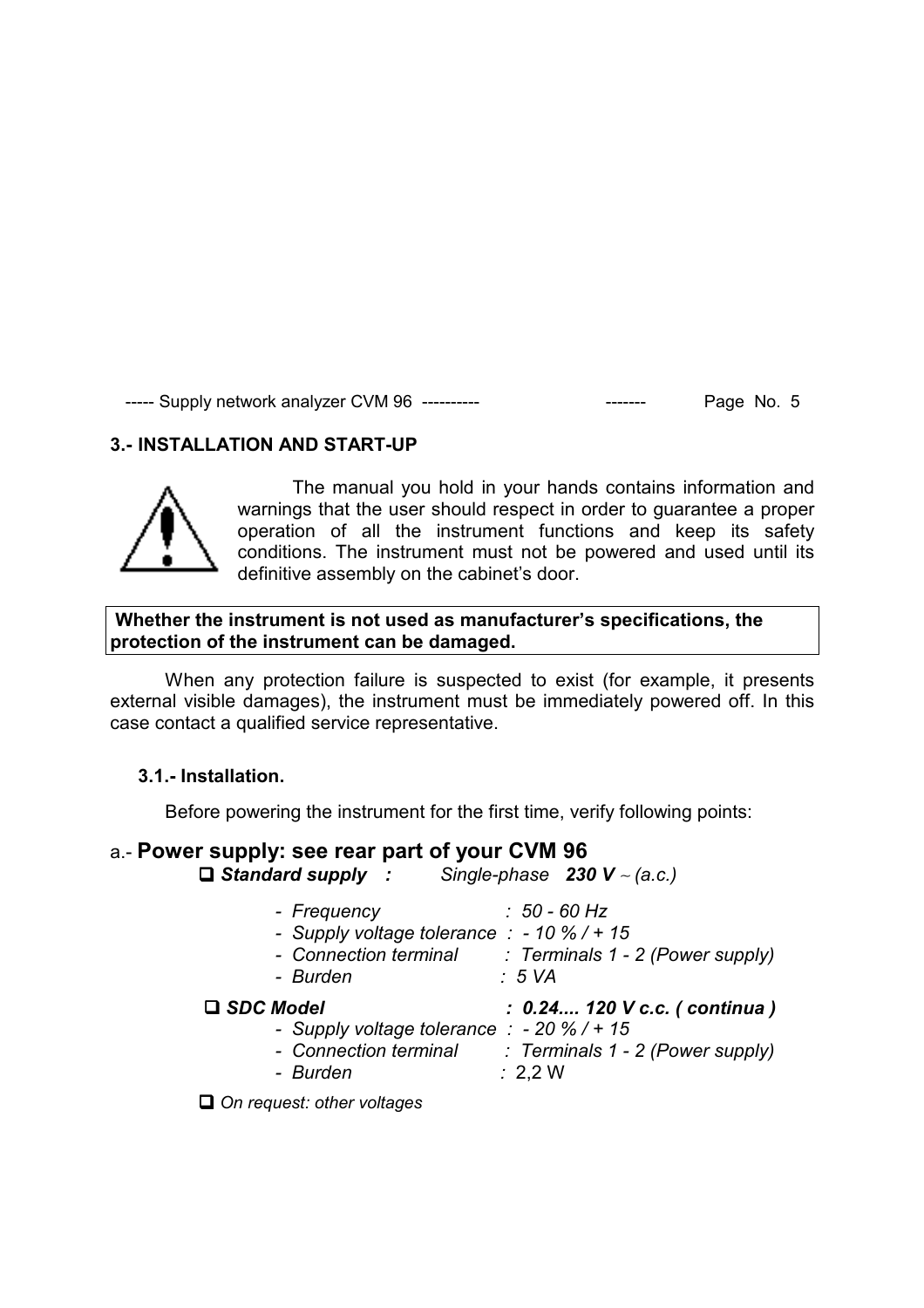## 3.- INSTALLATION AND START-UP

The manual you hold in your hands contains information and warnings that the user should respect in order to guarantee a proper operation of all the instrument functions and keep its safety conditions. The instrument must not be powered and used until its definitive assembly on the cabinet's door.

**Whether the instrument is not used as manufacturer's specifications, the protection of the instrument can be damaged.**

When any protection failure is suspected to exist (for example, it presents external visible damages), the instrument must be immediately powered off. In this case contact a qualified service representative.

### 3.1.- Installation.

Before powering the instrument for the first time, verify following points:

a.- **Power supply: see rear part of your CVM 96**

- ***Standard supply :*** *Single-phase* ***230 V*** *~ (a.c.)*
  - *Frequency : 50 - 60 Hz*
  - *Supply voltage tolerance : - 10 % / + 15*
  - *Connection terminal : Terminals 1 - 2 (Power supply)*
  - *Burden : 5 VA*
- ***SDC Model : 0.24.... 120 V c.c. ( continua )***
  - *Supply voltage tolerance : - 20 % / + 15*
  - *Connection terminal : Terminals 1 - 2 (Power supply)*
  - *Burden :* 2,2 W
- *On request: other voltages*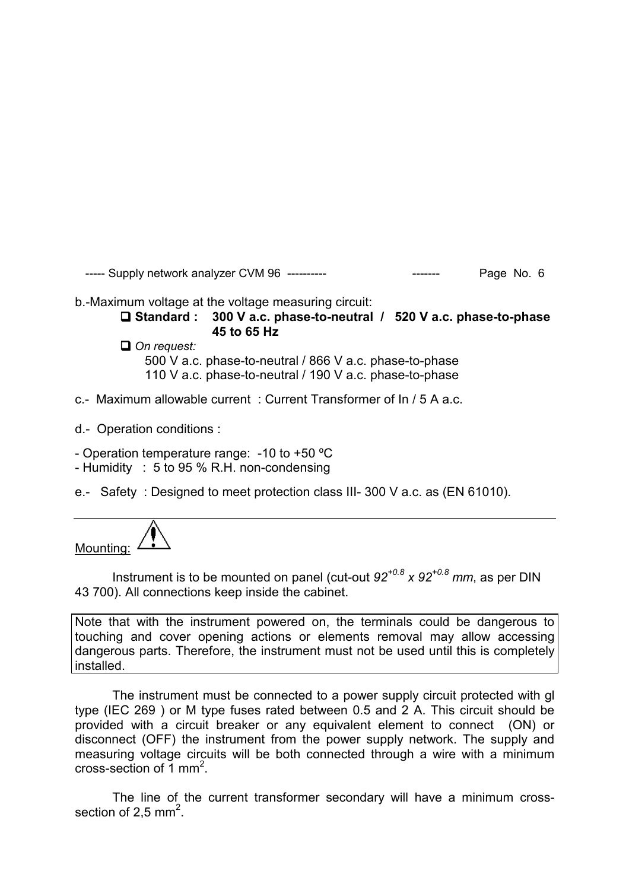b.-Maximum voltage at the voltage measuring circuit:

- **Standard : 300 V a.c. phase-to-neutral / 520 V a.c. phase-to-phase 45 to 65 Hz**
- *On request:*
  500 V a.c. phase-to-neutral / 866 V a.c. phase-to-phase
  110 V a.c. phase-to-neutral / 190 V a.c. phase-to-phase

c.- Maximum allowable current : Current Transformer of In / 5 A a.c.

d.- Operation conditions :

- Operation temperature range: -10 to +50 ºC
- Humidity : 5 to 95 % R.H. non-condensing

e.- Safety : Designed to meet protection class III- 300 V a.c. as (EN 61010).

---

Mounting: ⚠

Instrument is to be mounted on panel (cut-out $92^{+0.8} \times 92^{+0.8}$ *mm*, as per DIN 43 700). All connections keep inside the cabinet.

> Note that with the instrument powered on, the terminals could be dangerous to touching and cover opening actions or elements removal may allow accessing dangerous parts. Therefore, the instrument must not be used until this is completely installed.

The instrument must be connected to a power supply circuit protected with gl type (IEC 269 ) or M type fuses rated between 0.5 and 2 A. This circuit should be provided with a circuit breaker or any equivalent element to connect (ON) or disconnect (OFF) the instrument from the power supply network. The supply and measuring voltage circuits will be both connected through a wire with a minimum cross-section of 1 $mm^2$.

The line of the current transformer secondary will have a minimum cross-section of 2,5 $mm^2$.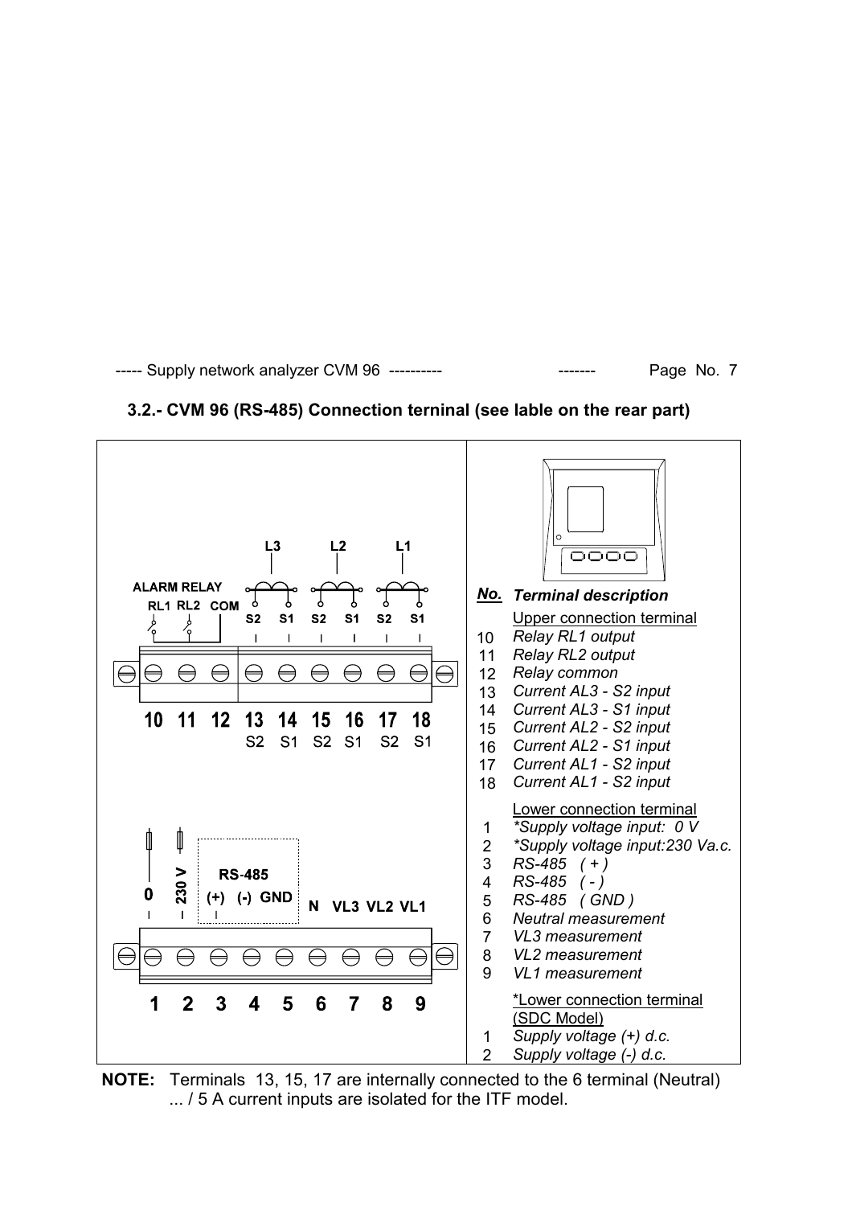### 3.2.- CVM 96 (RS-485) Connection terminal (see lable on the rear part)

| No. | Terminal description |
|---|---|
| | Upper connection terminal |
| 10 | *Relay RL1 output* |
| 11 | *Relay RL2 output* |
| 12 | *Relay common* |
| 13 | *Current AL3 - S2 input* |
| 14 | *Current AL3 - S1 input* |
| 15 | *Current AL2 - S2 input* |
| 16 | *Current AL2 - S1 input* |
| 17 | *Current AL1 - S2 input* |
| 18 | *Current AL1 - S2 input* |
| | Lower connection terminal |
| 1 | *\*Supply voltage input: 0 V* |
| 2 | *\*Supply voltage input:230 Va.c.* |
| 3 | *RS-485 ( + )* |
| 4 | *RS-485 ( - )* |
| 5 | *RS-485 ( GND )* |
| 6 | *Neutral measurement* |
| 7 | *VL3 measurement* |
| 8 | *VL2 measurement* |
| 9 | *VL1 measurement* |
| | *Lower connection terminal (SDC Model) |
| 1 | *Supply voltage (+) d.c.* |
| 2 | *Supply voltage (-) d.c.* |

**NOTE:** Terminals 13, 15, 17 are internally connected to the 6 terminal (Neutral) ... / 5 A current inputs are isolated for the ITF model.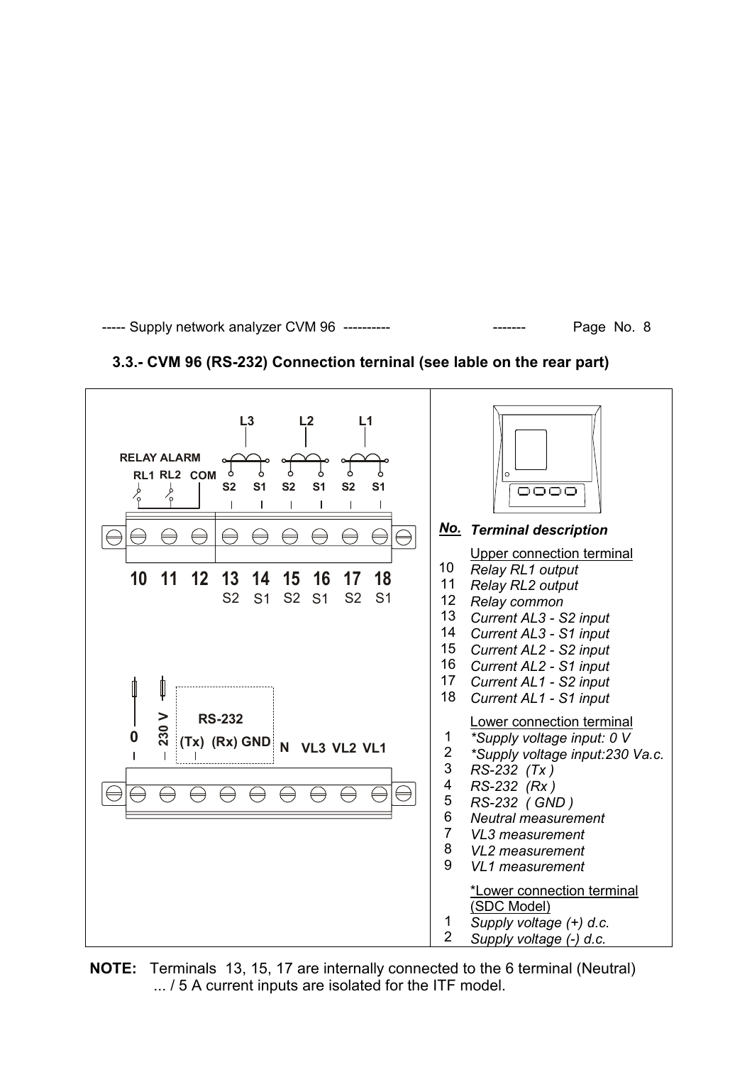### 3.3.- CVM 96 (RS-232) Connection terminal (see lable on the rear part)

| No. | Terminal description |
|---|---|
| | Upper connection terminal |
| 10 | *Relay RL1 output* |
| 11 | *Relay RL2 output* |
| 12 | *Relay common* |
| 13 | *Current AL3 - S2 input* |
| 14 | *Current AL3 - S1 input* |
| 15 | *Current AL2 - S2 input* |
| 16 | *Current AL2 - S1 input* |
| 17 | *Current AL1 - S2 input* |
| 18 | *Current AL1 - S1 input* |
| | Lower connection terminal |
| 1 | *\*Supply voltage input: 0 V* |
| 2 | *\*Supply voltage input:230 Va.c.* |
| 3 | *RS-232 (Tx )* |
| 4 | *RS-232 (Rx )* |
| 5 | *RS-232 ( GND )* |
| 6 | *Neutral measurement* |
| 7 | *VL3 measurement* |
| 8 | *VL2 measurement* |
| 9 | *VL1 measurement* |
| | *Lower connection terminal (SDC Model) |
| 1 | *Supply voltage (+) d.c.* |
| 2 | *Supply voltage (-) d.c.* |

**NOTE:** Terminals 13, 15, 17 are internally connected to the 6 terminal (Neutral)
... / 5 A current inputs are isolated for the ITF model.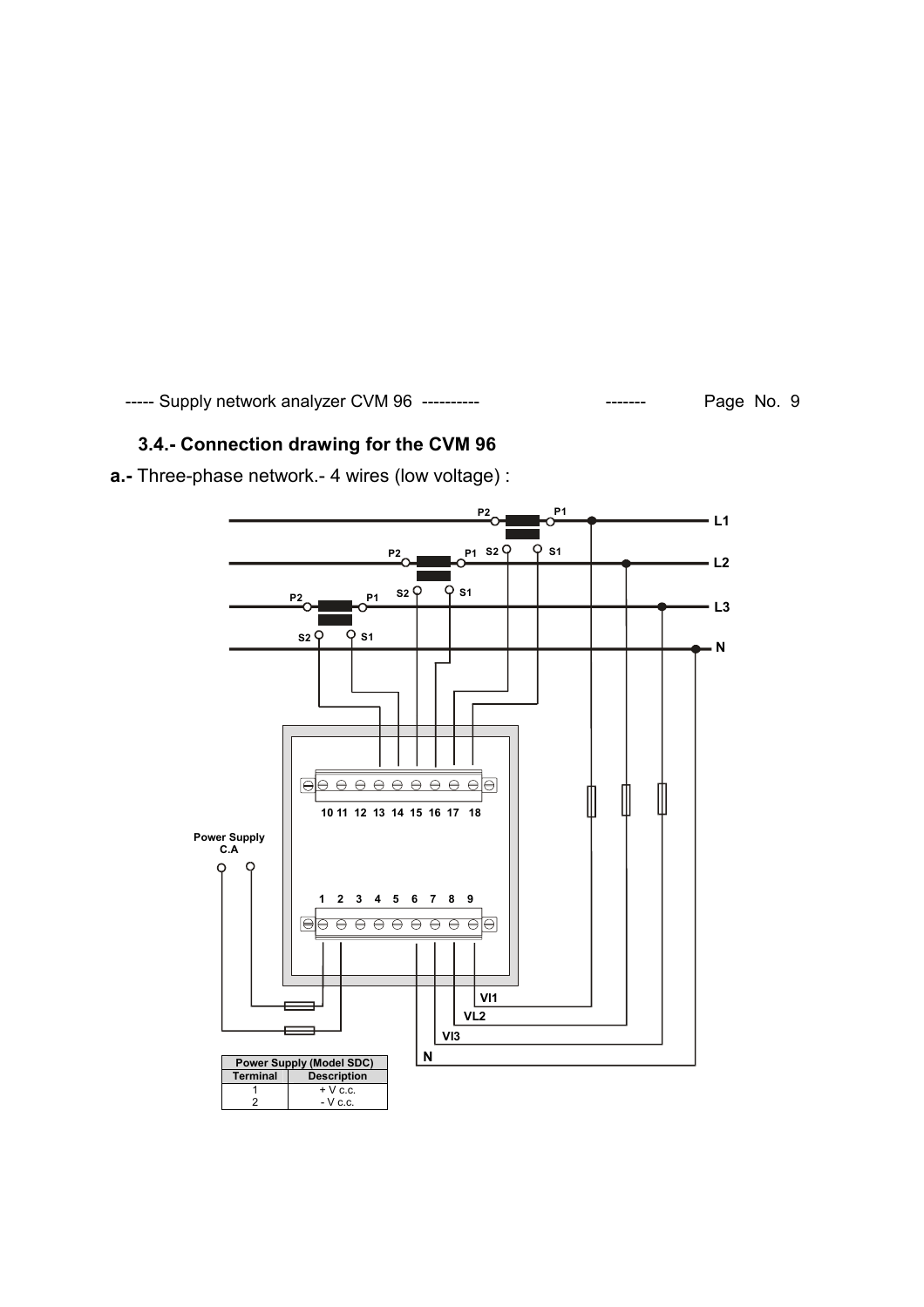### 3.4.- Connection drawing for the CVM 96

**a.-** Three-phase network.- 4 wires (low voltage) :

| Power Supply (Model SDC) | |
|---|---|
| **Terminal** | **Description** |
| 1 | + V c.c. |
| 2 | - V c.c. |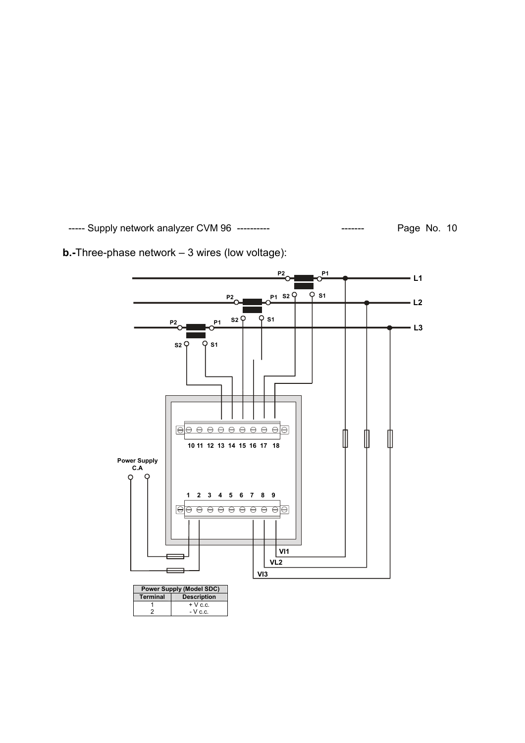**b.-**Three-phase network – 3 wires (low voltage):

| Power Supply (Model SDC) | |
| --- | --- |
| **Terminal** | **Description** |
| 1 | + V c.c. |
| 2 | - V c.c. |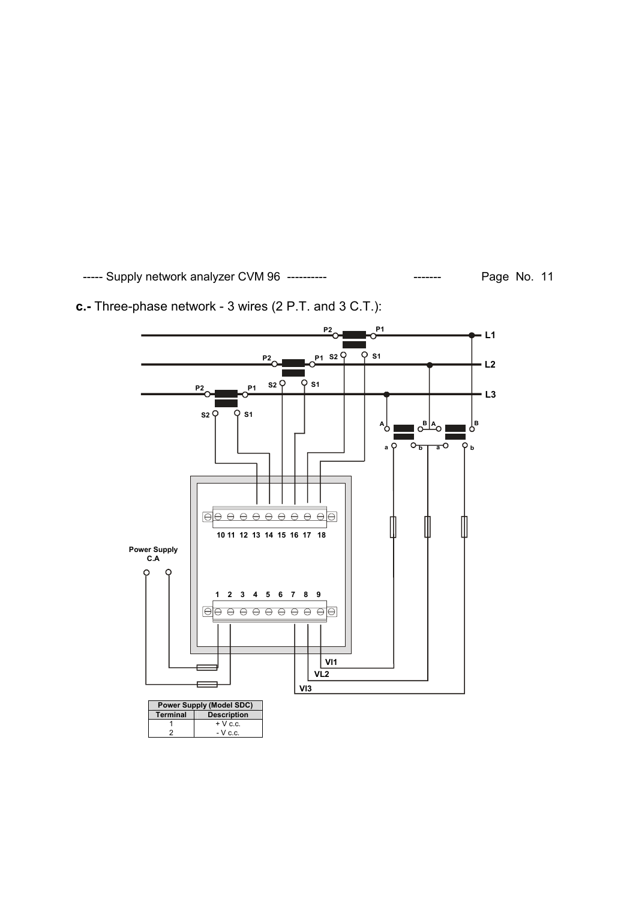**c.-** Three-phase network - 3 wires (2 P.T. and 3 C.T.):

| Power Supply (Model SDC) | |
|---|---|
| Terminal | Description |
| 1 | + V c.c. |
| 2 | - V c.c. |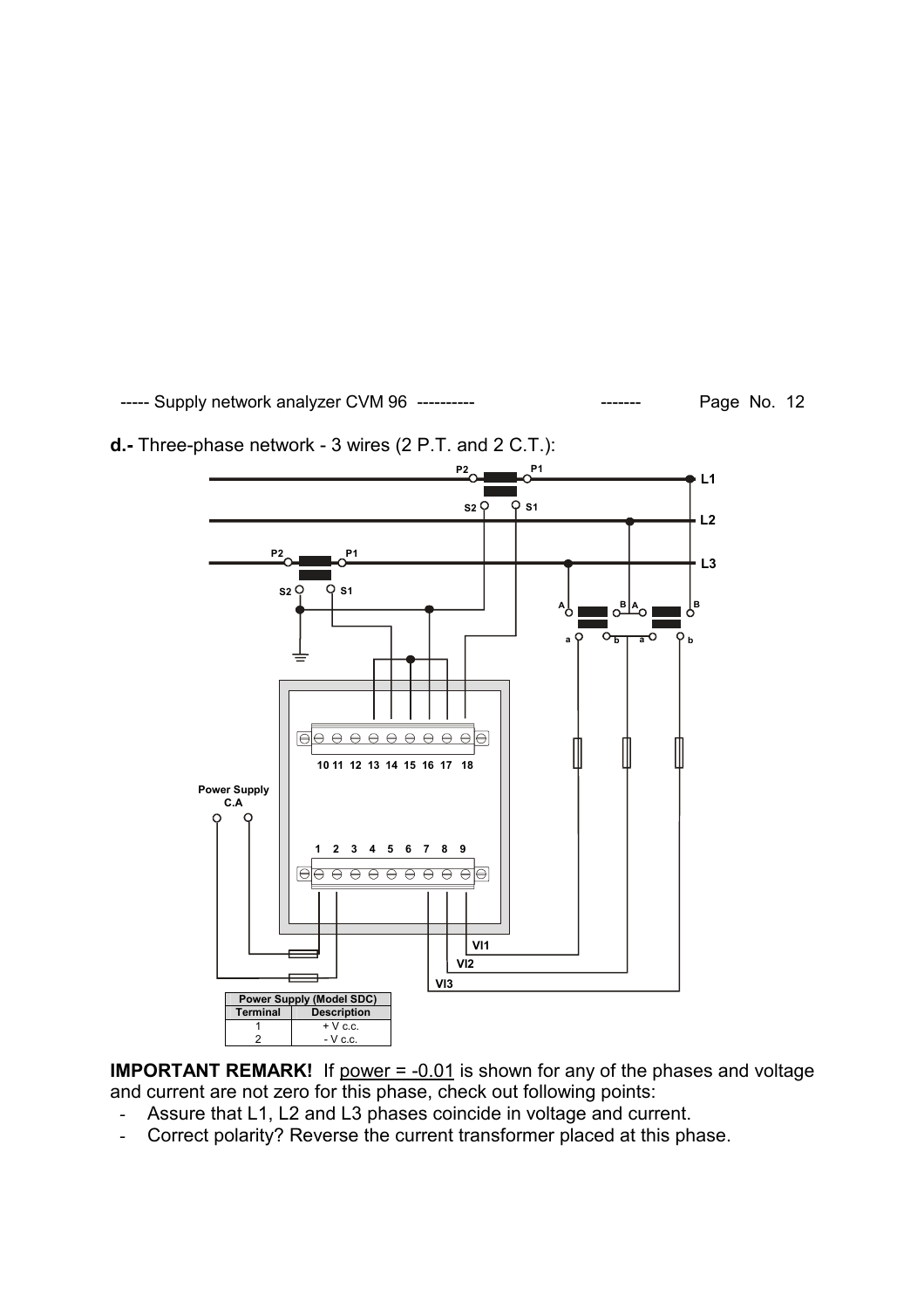**d.-** Three-phase network - 3 wires (2 P.T. and 2 C.T.):

| Power Supply (Model SDC) | |
|---|---|
| Terminal | Description |
| 1 | + V c.c. |
| 2 | - V c.c. |

**IMPORTANT REMARK!** If power = -0.01 is shown for any of the phases and voltage and current are not zero for this phase, check out following points:

- Assure that L1, L2 and L3 phases coincide in voltage and current.
- Correct polarity? Reverse the current transformer placed at this phase.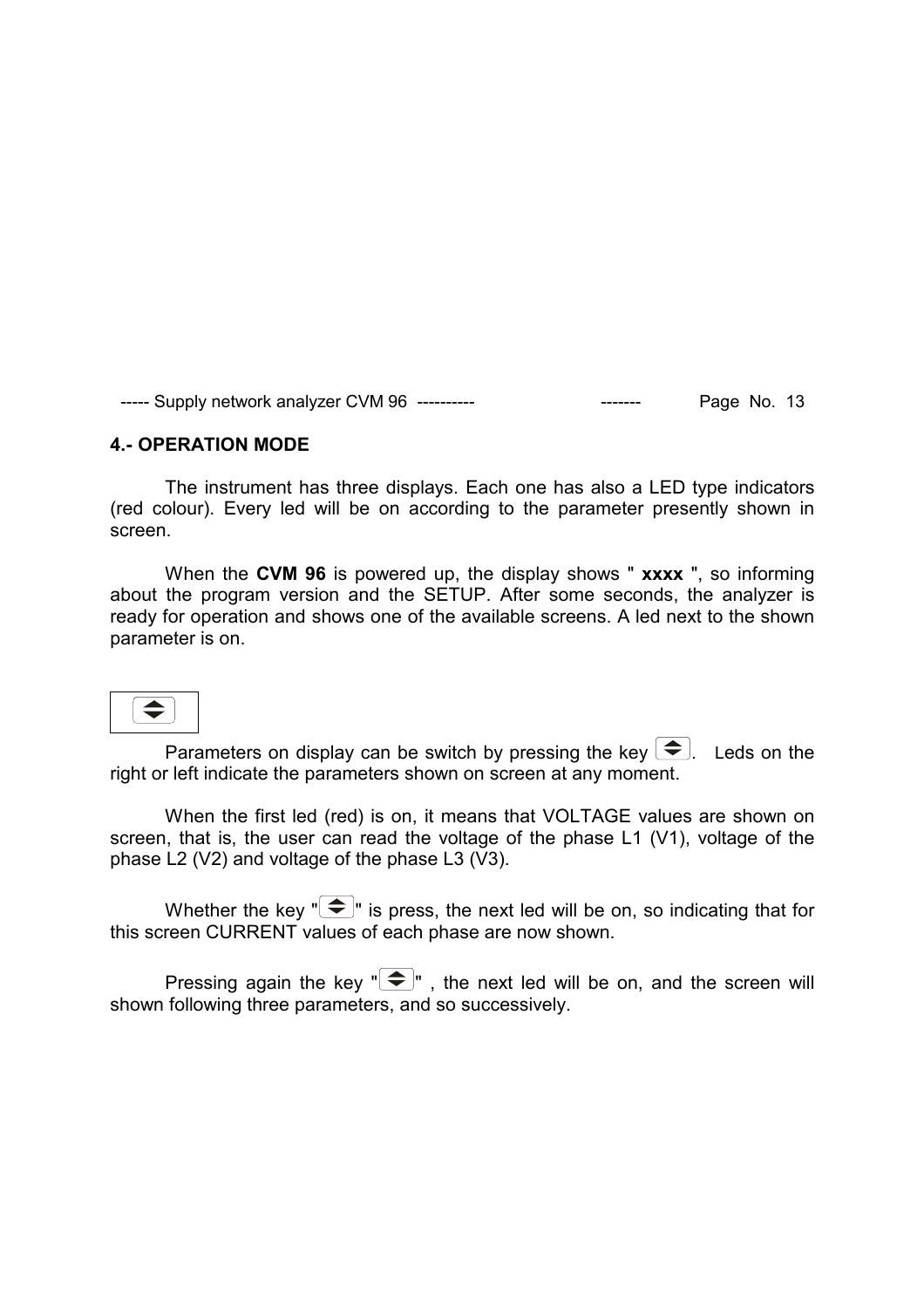## 4.- OPERATION MODE

The instrument has three displays. Each one has also a LED type indicators (red colour). Every led will be on according to the parameter presently shown in screen.

When the **CVM 96** is powered up, the display shows " **xxxx** ", so informing about the program version and the SETUP. After some seconds, the analyzer is ready for operation and shows one of the available screens. A led next to the shown parameter is on.

Parameters on display can be switch by pressing the key ⇕. Leds on the right or left indicate the parameters shown on screen at any moment.

When the first led (red) is on, it means that VOLTAGE values are shown on screen, that is, the user can read the voltage of the phase L1 (V1), voltage of the phase L2 (V2) and voltage of the phase L3 (V3).

Whether the key "⇕" is press, the next led will be on, so indicating that for this screen CURRENT values of each phase are now shown.

Pressing again the key "⇕" , the next led will be on, and the screen will shown following three parameters, and so successively.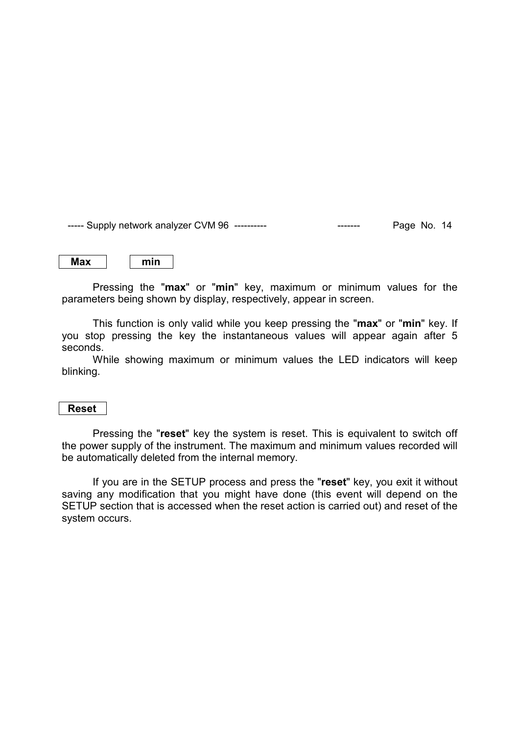**Max** **min**

Pressing the "**max**" or "**min**" key, maximum or minimum values for the parameters being shown by display, respectively, appear in screen.

This function is only valid while you keep pressing the "**max**" or "**min**" key. If you stop pressing the key the instantaneous values will appear again after 5 seconds.

While showing maximum or minimum values the LED indicators will keep blinking.

**Reset**

Pressing the "**reset**" key the system is reset. This is equivalent to switch off the power supply of the instrument. The maximum and minimum values recorded will be automatically deleted from the internal memory.

If you are in the SETUP process and press the "**reset**" key, you exit it without saving any modification that you might have done (this event will depend on the SETUP section that is accessed when the reset action is carried out) and reset of the system occurs.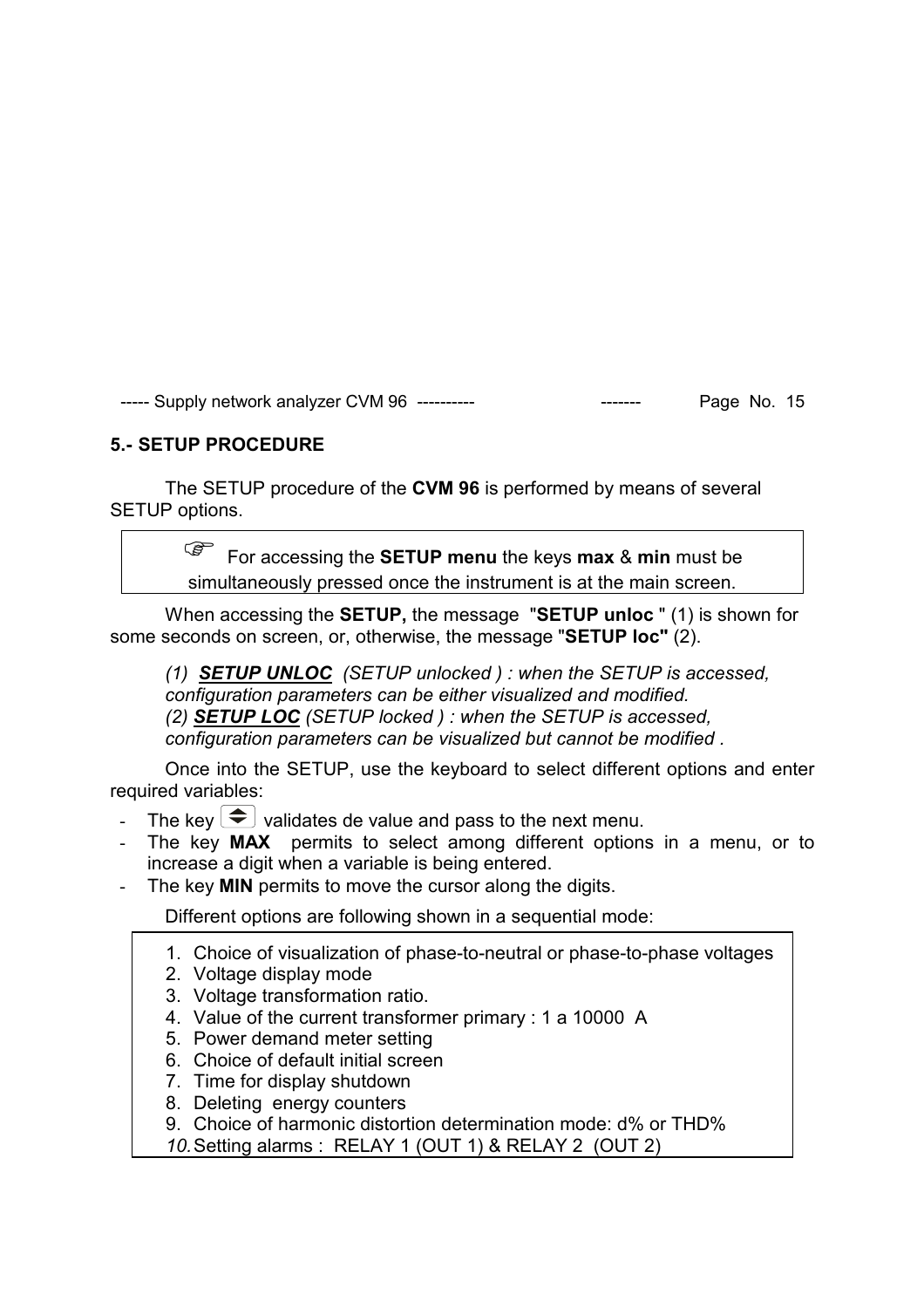## 5.- SETUP PROCEDURE

The SETUP procedure of the **CVM 96** is performed by means of several SETUP options.

> ☞ For accessing the **SETUP menu** the keys **max** & **min** must be simultaneously pressed once the instrument is at the main screen.

When accessing the **SETUP,** the message "**SETUP unloc** " (1) is shown for some seconds on screen, or, otherwise, the message "**SETUP loc"** (2).

*(1) **SETUP UNLOC** (SETUP unlocked ) : when the SETUP is accessed, configuration parameters can be either visualized and modified.*
*(2) **SETUP LOC** (SETUP locked ) : when the SETUP is accessed, configuration parameters can be visualized but cannot be modified .*

Once into the SETUP, use the keyboard to select different options and enter required variables:

- The key ⬍ validates de value and pass to the next menu.
- The key **MAX** permits to select among different options in a menu, or to increase a digit when a variable is being entered.
- The key **MIN** permits to move the cursor along the digits.

Different options are following shown in a sequential mode:

1. Choice of visualization of phase-to-neutral or phase-to-phase voltages
2. Voltage display mode
3. Voltage transformation ratio.
4. Value of the current transformer primary : 1 a 10000 A
5. Power demand meter setting
6. Choice of default initial screen
7. Time for display shutdown
8. Deleting energy counters
9. Choice of harmonic distortion determination mode: d% or THD%
10. Setting alarms : RELAY 1 (OUT 1) & RELAY 2 (OUT 2)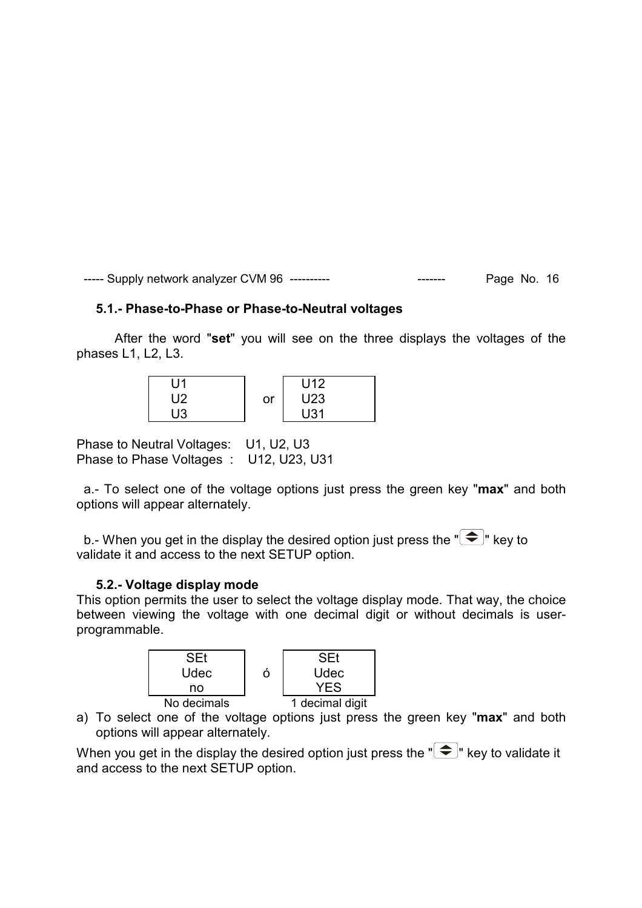### 5.1.- Phase-to-Phase or Phase-to-Neutral voltages

After the word "**set**" you will see on the three displays the voltages of the phases L1, L2, L3.

| U1<br>U2<br>U3 | or | U12<br>U23<br>U31 |
|---|---|---|

Phase to Neutral Voltages: U1, U2, U3
Phase to Phase Voltages : U12, U23, U31

a.- To select one of the voltage options just press the green key "**max**" and both options will appear alternately.

b.- When you get in the display the desired option just press the "⇕" key to validate it and access to the next SETUP option.

### 5.2.- Voltage display mode

This option permits the user to select the voltage display mode. That way, the choice between viewing the voltage with one decimal digit or without decimals is user-programmable.

| SEt<br>Udec<br>no | ó | SEt<br>Udec<br>YES |
|---|---|---|
| No decimals | | 1 decimal digit |

a) To select one of the voltage options just press the green key "**max**" and both options will appear alternately.

When you get in the display the desired option just press the "⇕" key to validate it and access to the next SETUP option.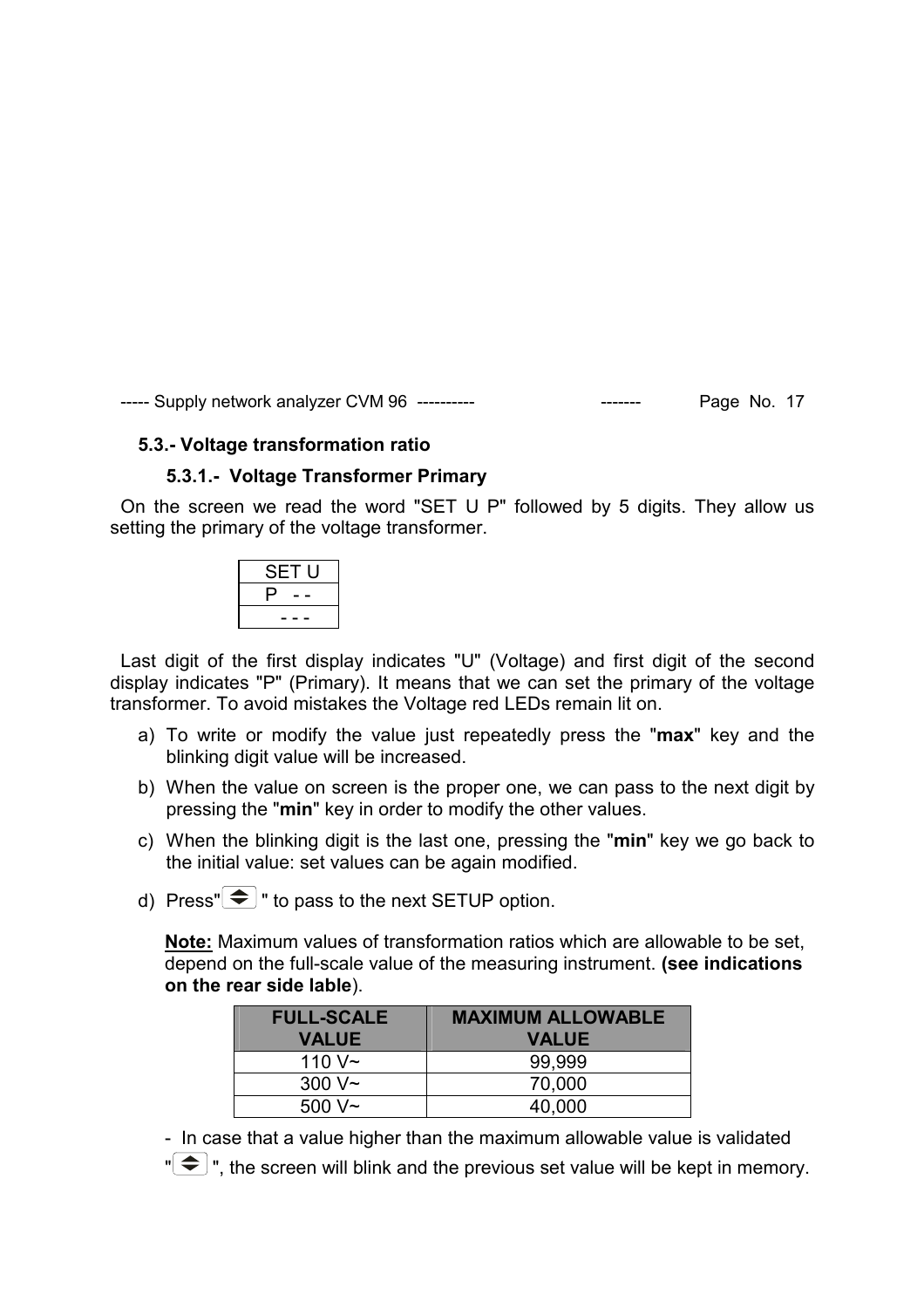### 5.3.- Voltage transformation ratio

#### 5.3.1.- Voltage Transformer Primary

On the screen we read the word "SET U P" followed by 5 digits. They allow us setting the primary of the voltage transformer.

| SET U |
|---|
| P - - |
| - - - |

Last digit of the first display indicates "U" (Voltage) and first digit of the second display indicates "P" (Primary). It means that we can set the primary of the voltage transformer. To avoid mistakes the Voltage red LEDs remain lit on.

a) To write or modify the value just repeatedly press the "**max**" key and the blinking digit value will be increased.

b) When the value on screen is the proper one, we can pass to the next digit by pressing the "**min**" key in order to modify the other values.

c) When the blinking digit is the last one, pressing the "**min**" key we go back to the initial value: set values can be again modified.

d) Press"⇕" to pass to the next SETUP option.

**Note:** Maximum values of transformation ratios which are allowable to be set, depend on the full-scale value of the measuring instrument. **(see indications on the rear side lable**).

| FULL-SCALE VALUE | MAXIMUM ALLOWABLE VALUE |
|---|---|
| 110 V~ | 99,999 |
| 300 V~ | 70,000 |
| 500 V~ | 40,000 |

- In case that a value higher than the maximum allowable value is validated "⇕", the screen will blink and the previous set value will be kept in memory.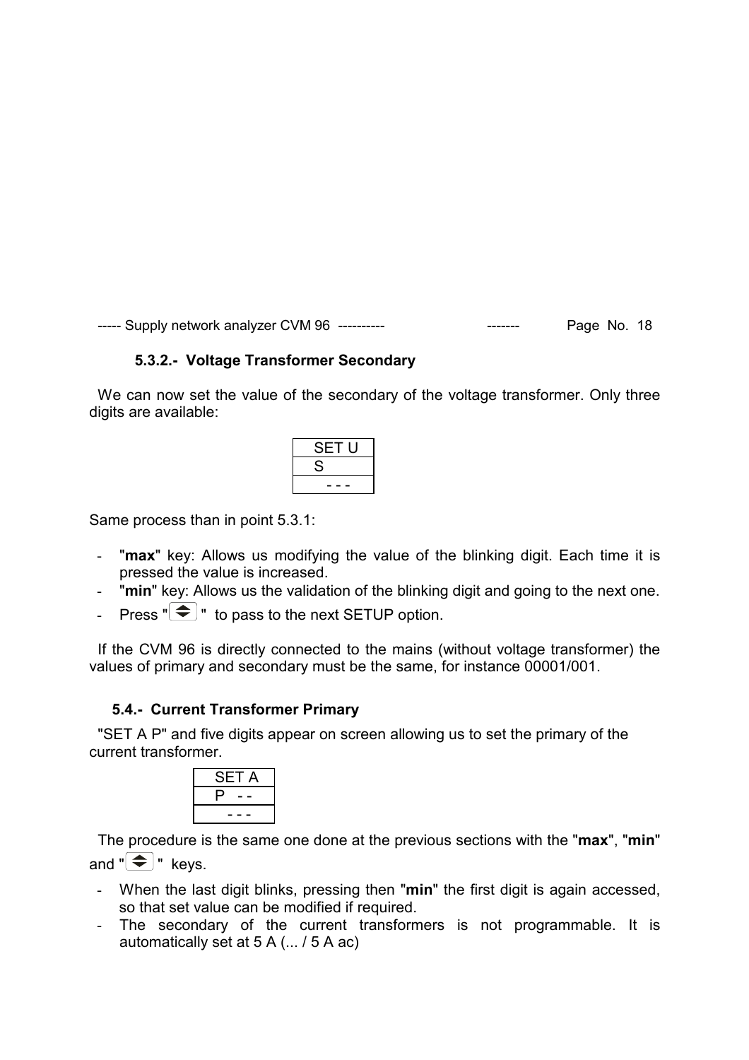### 5.3.2.- Voltage Transformer Secondary

We can now set the value of the secondary of the voltage transformer. Only three digits are available:

| SET U |
| --- |
| S |
| - - - |

Same process than in point 5.3.1:

- "**max**" key: Allows us modifying the value of the blinking digit. Each time it is pressed the value is increased.
- "**min**" key: Allows us the validation of the blinking digit and going to the next one.
- Press "⇕" to pass to the next SETUP option.

If the CVM 96 is directly connected to the mains (without voltage transformer) the values of primary and secondary must be the same, for instance 00001/001.

## 5.4.- Current Transformer Primary

"SET A P" and five digits appear on screen allowing us to set the primary of the current transformer.

| SET A |
| --- |
| P - - |
| - - - |

The procedure is the same one done at the previous sections with the "**max**", "**min**" and "⇕" keys.

- When the last digit blinks, pressing then "**min**" the first digit is again accessed, so that set value can be modified if required.
- The secondary of the current transformers is not programmable. It is automatically set at 5 A (... / 5 A ac)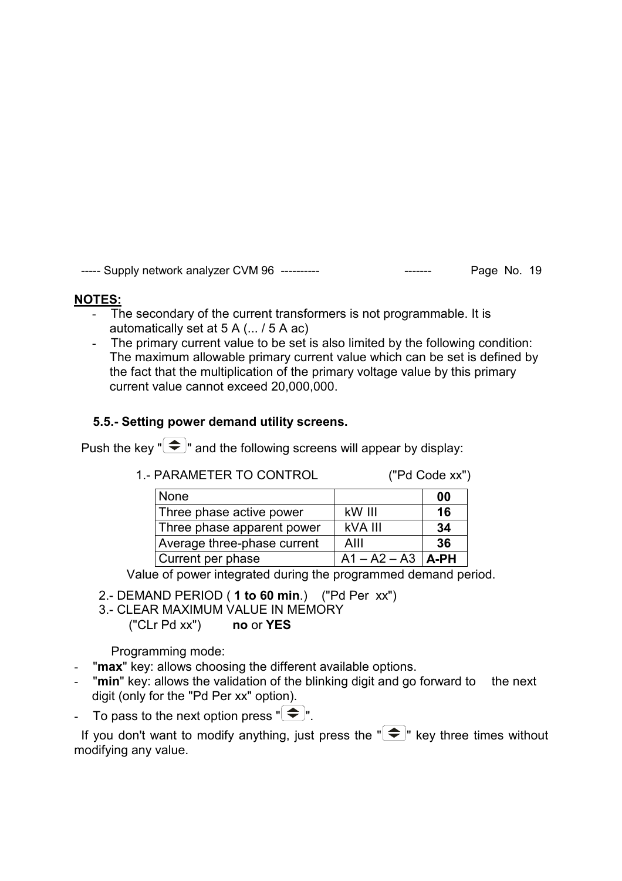**NOTES:**

- The secondary of the current transformers is not programmable. It is automatically set at 5 A (... / 5 A ac)
- The primary current value to be set is also limited by the following condition: The maximum allowable primary current value which can be set is defined by the fact that the multiplication of the primary voltage value by this primary current value cannot exceed 20,000,000.

### 5.5.- Setting power demand utility screens.

Push the key "⬍" and the following screens will appear by display:

1.- PARAMETER TO CONTROL ("Pd Code xx")

| None | | **00** |
|---|---|---|
| Three phase active power | kW III | **16** |
| Three phase apparent power | kVA III | **34** |
| Average three-phase current | AIII | **36** |
| Current per phase | A1 – A2 – A3 | **A-PH** |

Value of power integrated during the programmed demand period.

2.- DEMAND PERIOD ( **1 to 60 min**.) ("Pd Per xx")

3.- CLEAR MAXIMUM VALUE IN MEMORY ("CLr Pd xx") **no** or **YES**

Programming mode:

- "**max**" key: allows choosing the different available options.
- "**min**" key: allows the validation of the blinking digit and go forward to the next digit (only for the "Pd Per xx" option).
- To pass to the next option press "⬍".

If you don't want to modify anything, just press the "⬍" key three times without modifying any value.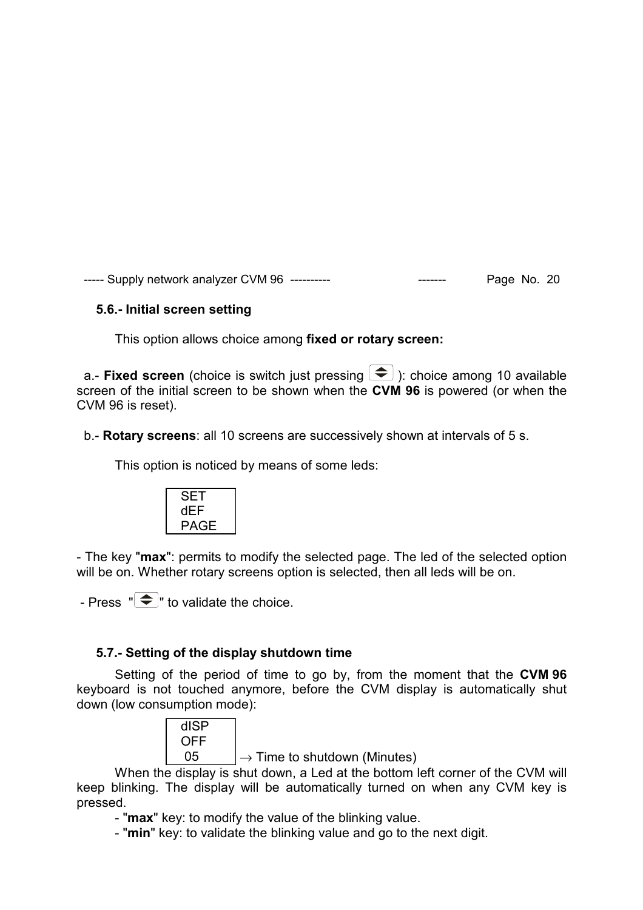### 5.6.- Initial screen setting

This option allows choice among **fixed or rotary screen:**

a.- **Fixed screen** (choice is switch just pressing ⬍ ): choice among 10 available screen of the initial screen to be shown when the **CVM 96** is powered (or when the CVM 96 is reset).

b.- **Rotary screens**: all 10 screens are successively shown at intervals of 5 s.

This option is noticed by means of some leds:

```
SET
dEF
PAGE
```

- The key "**max**": permits to modify the selected page. The led of the selected option will be on. Whether rotary screens option is selected, then all leds will be on.

- Press "⬍" to validate the choice.

### 5.7.- Setting of the display shutdown time

Setting of the period of time to go by, from the moment that the **CVM 96** keyboard is not touched anymore, before the CVM display is automatically shut down (low consumption mode):

```
dISP
OFF
 05     → Time to shutdown (Minutes)
```

When the display is shut down, a Led at the bottom left corner of the CVM will keep blinking. The display will be automatically turned on when any CVM key is pressed.

- "**max**" key: to modify the value of the blinking value.
- "**min**" key: to validate the blinking value and go to the next digit.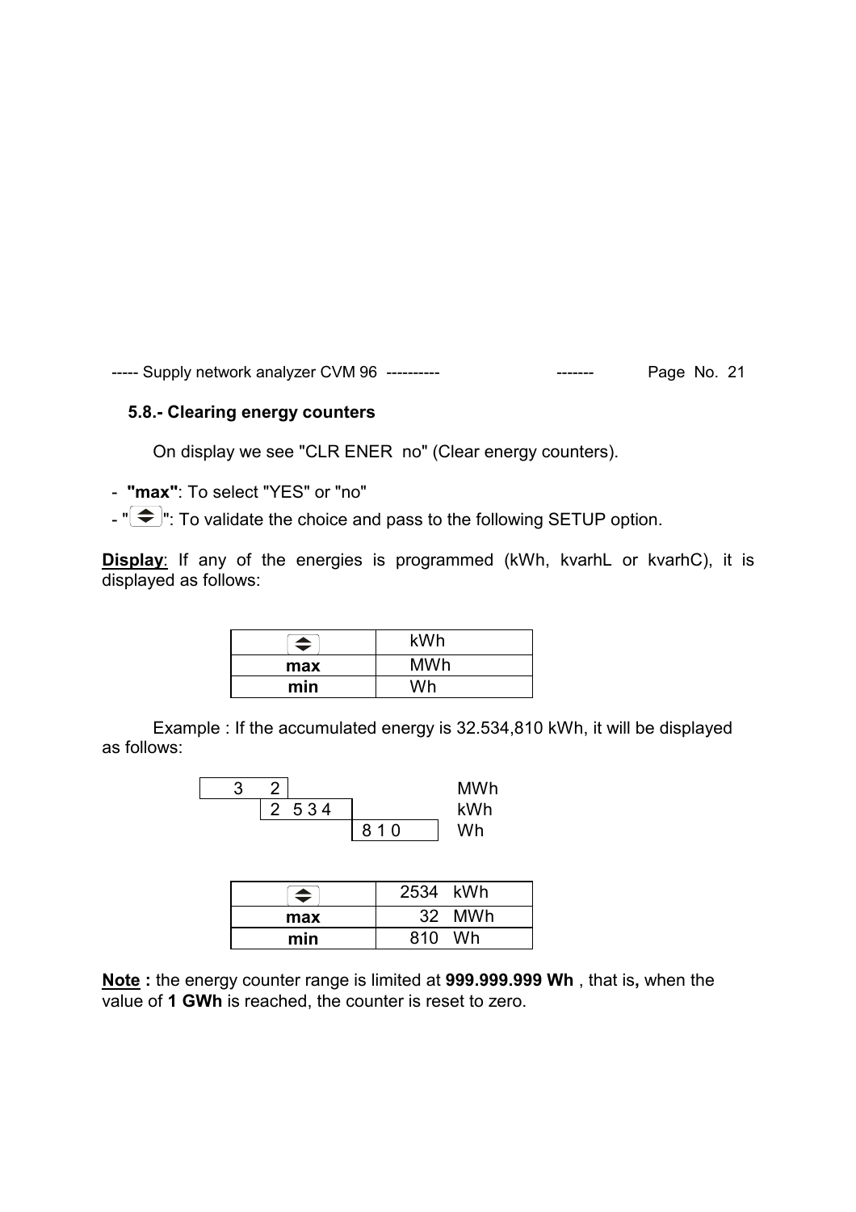### 5.8.- Clearing energy counters

On display we see "CLR ENER  no" (Clear energy counters).

- **"max"**: To select "YES" or "no"
- "⬍": To validate the choice and pass to the following SETUP option.

**Display**: If any of the energies is programmed (kWh, kvarhL or kvarhC), it is displayed as follows:

| ⬍ | kWh |
|---|---|
| **max** | MWh |
| **min** | Wh |

Example : If the accumulated energy is 32.534,810 kWh, it will be displayed as follows:

| | | | |
|---|---|---|---|
| 3 2 | | | MWh |
| | 2 5 3 4 | | kWh |
| | | 8 1 0 | Wh |

| ⬍ | 2534 kWh |
|---|---|
| **max** | 32 MWh |
| **min** | 810 Wh |

**Note :** the energy counter range is limited at **999.999.999 Wh** , that is**,** when the value of **1 GWh** is reached, the counter is reset to zero.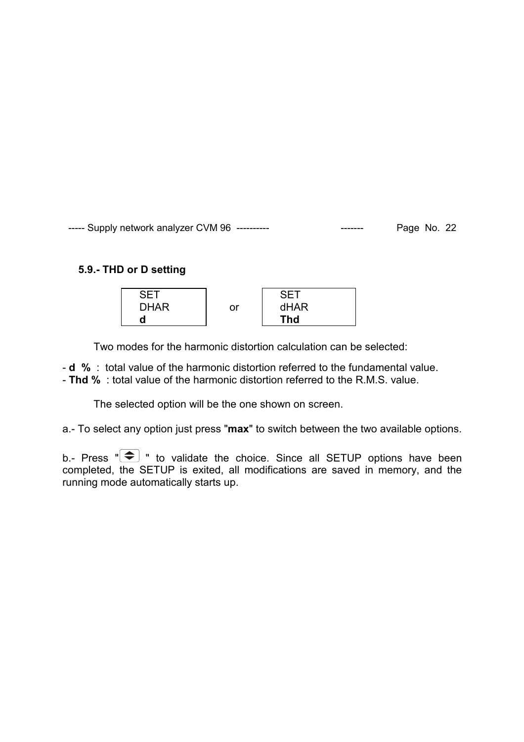## 5.9.- THD or D setting

| SET<br>DHAR<br>**d** | or | SET<br>dHAR<br>**Thd** |
|---|---|---|

Two modes for the harmonic distortion calculation can be selected:

- **d %** : total value of the harmonic distortion referred to the fundamental value.
- **Thd %** : total value of the harmonic distortion referred to the R.M.S. value.

The selected option will be the one shown on screen.

a.- To select any option just press "**max**" to switch between the two available options.

b.- Press " ⬍ " to validate the choice. Since all SETUP options have been completed, the SETUP is exited, all modifications are saved in memory, and the running mode automatically starts up.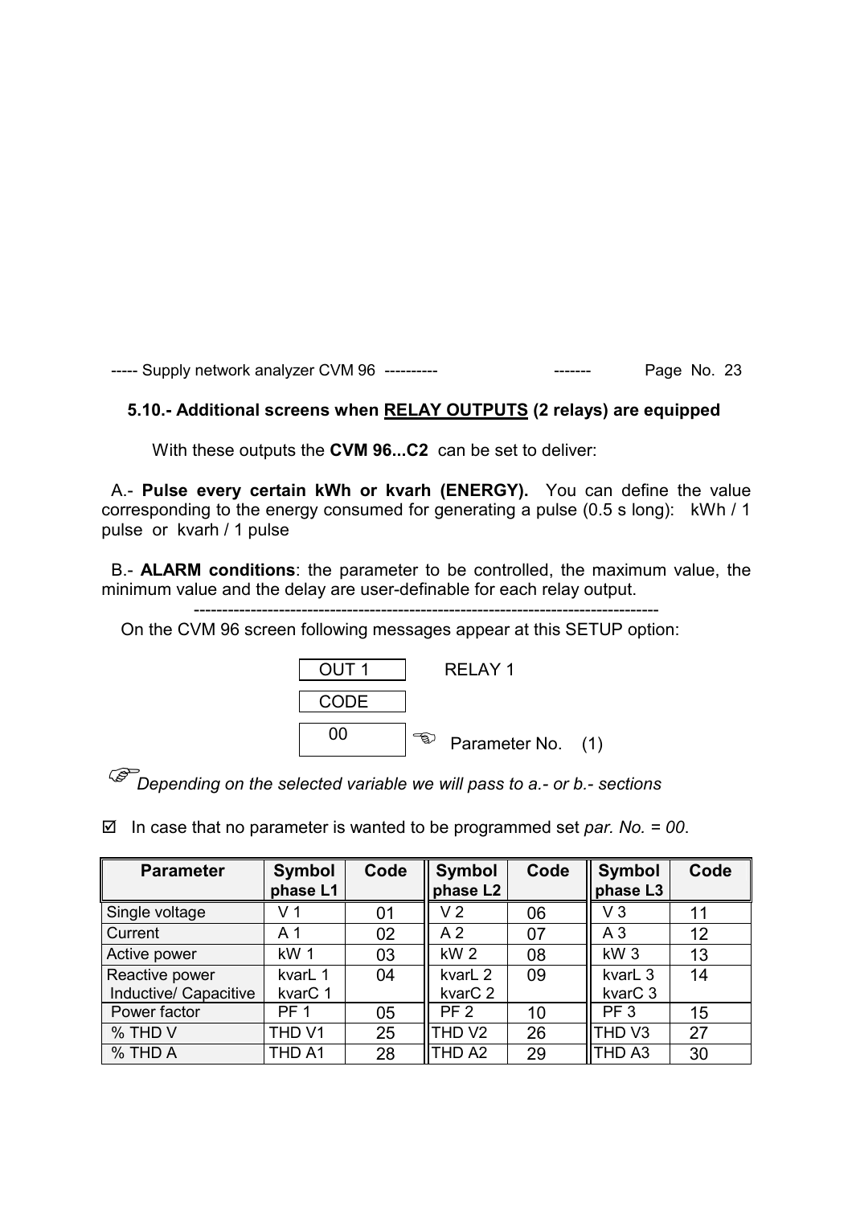## 5.10.- Additional screens when RELAY OUTPUTS (2 relays) are equipped

With these outputs the **CVM 96...C2** can be set to deliver:

A.- **Pulse every certain kWh or kvarh (ENERGY).** You can define the value corresponding to the energy consumed for generating a pulse (0.5 s long): kWh / 1 pulse or kvarh / 1 pulse

B.- **ALARM conditions**: the parameter to be controlled, the maximum value, the minimum value and the delay are user-definable for each relay output.

---

On the CVM 96 screen following messages appear at this SETUP option:

| OUT 1 | RELAY 1 |
|---|---|
| CODE | |
| 00 | ☜ Parameter No. (1) |

☞ *Depending on the selected variable we will pass to a.- or b.- sections*

☑ In case that no parameter is wanted to be programmed set *par. No. = 00*.

| Parameter | Symbol phase L1 | Code | Symbol phase L2 | Code | Symbol phase L3 | Code |
|---|---|---|---|---|---|---|
| Single voltage | V 1 | 01 | V 2 | 06 | V 3 | 11 |
| Current | A 1 | 02 | A 2 | 07 | A 3 | 12 |
| Active power | kW 1 | 03 | kW 2 | 08 | kW 3 | 13 |
| Reactive power Inductive/ Capacitive | kvarL 1 kvarC 1 | 04 | kvarL 2 kvarC 2 | 09 | kvarL 3 kvarC 3 | 14 |
| Power factor | PF 1 | 05 | PF 2 | 10 | PF 3 | 15 |
| % THD V | THD V1 | 25 | THD V2 | 26 | THD V3 | 27 |
| % THD A | THD A1 | 28 | THD A2 | 29 | THD A3 | 30 |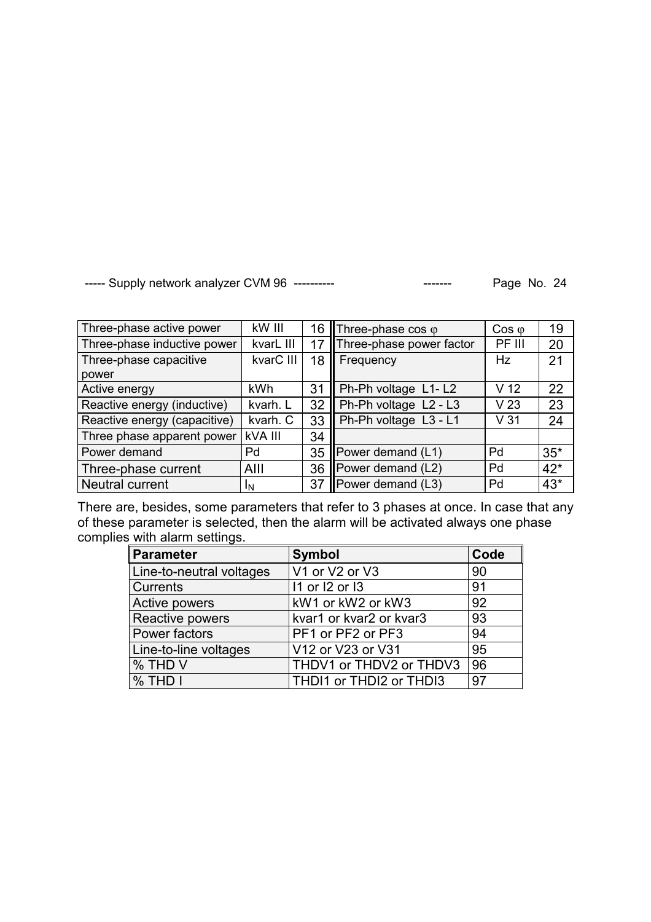| Three-phase active power | kW III | 16 | Three-phase cos φ | Cos φ | 19 |
|---|---|---|---|---|---|
| Three-phase inductive power | kvarL III | 17 | Three-phase power factor | PF III | 20 |
| Three-phase capacitive power | kvarC III | 18 | Frequency | Hz | 21 |
| Active energy | kWh | 31 | Ph-Ph voltage L1- L2 | V 12 | 22 |
| Reactive energy (inductive) | kvarh. L | 32 | Ph-Ph voltage L2 - L3 | V 23 | 23 |
| Reactive energy (capacitive) | kvarh. C | 33 | Ph-Ph voltage L3 - L1 | V 31 | 24 |
| Three phase apparent power | kVA III | 34 | | | |
| Power demand | Pd | 35 | Power demand (L1) | Pd | 35* |
| Three-phase current | AIII | 36 | Power demand (L2) | Pd | 42* |
| Neutral current | $I_N$ | 37 | Power demand (L3) | Pd | 43* |

There are, besides, some parameters that refer to 3 phases at once. In case that any of these parameter is selected, then the alarm will be activated always one phase complies with alarm settings.

| Parameter | Symbol | Code |
|---|---|---|
| Line-to-neutral voltages | V1 or V2 or V3 | 90 |
| Currents | I1 or I2 or I3 | 91 |
| Active powers | kW1 or kW2 or kW3 | 92 |
| Reactive powers | kvar1 or kvar2 or kvar3 | 93 |
| Power factors | PF1 or PF2 or PF3 | 94 |
| Line-to-line voltages | V12 or V23 or V31 | 95 |
| % THD V | THDV1 or THDV2 or THDV3 | 96 |
| % THD I | THDI1 or THDI2 or THDI3 | 97 |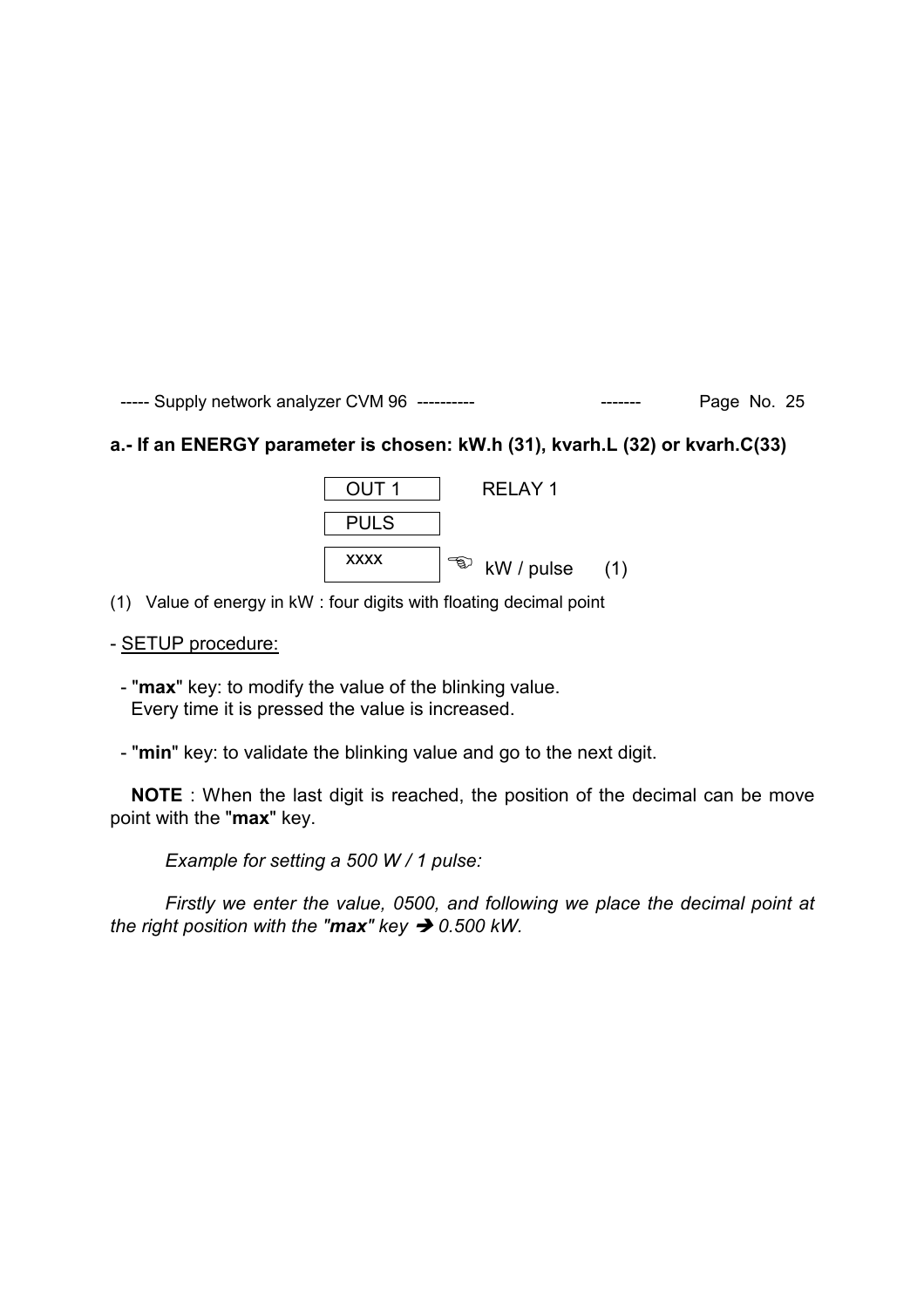**a.- If an ENERGY parameter is chosen: kW.h (31), kvarh.L (32) or kvarh.C(33)**

| | |
|---|---|
| OUT 1 | RELAY 1 |
| PULS | |
| xxxx | ☜ kW / pulse (1) |

(1) Value of energy in kW : four digits with floating decimal point

- <u>SETUP procedure:</u>

  - "**max**" key: to modify the value of the blinking value. Every time it is pressed the value is increased.

  - "**min**" key: to validate the blinking value and go to the next digit.

**NOTE** : When the last digit is reached, the position of the decimal can be move point with the "**max**" key.

*Example for setting a 500 W / 1 pulse:*

*Firstly we enter the value, 0500, and following we place the decimal point at the right position with the "**max**" key ➔ 0.500 kW.*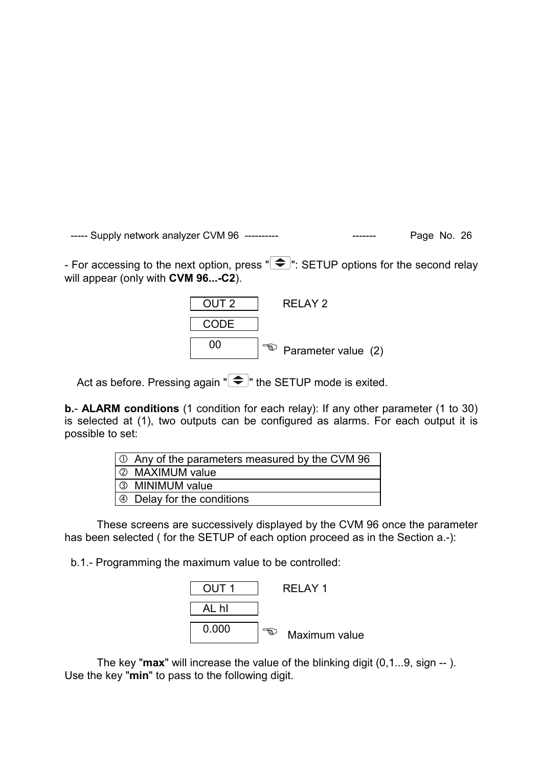- For accessing to the next option, press "⬍": SETUP options for the second relay will appear (only with **CVM 96...-C2**).

```
OUT 2      RELAY 2
CODE
 00     ☜  Parameter value  (2)
```

Act as before. Pressing again "⬍" the SETUP mode is exited.

**b.**- **ALARM conditions** (1 condition for each relay): If any other parameter (1 to 30) is selected at (1), two outputs can be configured as alarms. For each output it is possible to set:

| ① Any of the parameters measured by the CVM 96 |
|---|
| ② MAXIMUM value |
| ③ MINIMUM value |
| ④ Delay for the conditions |

These screens are successively displayed by the CVM 96 once the parameter has been selected ( for the SETUP of each option proceed as in the Section a.-):

b.1.- Programming the maximum value to be controlled:

```
OUT 1      RELAY 1
AL hI
0.000   ☜  Maximum value
```

The key "**max**" will increase the value of the blinking digit (0,1...9, sign -- ). Use the key "**min**" to pass to the following digit.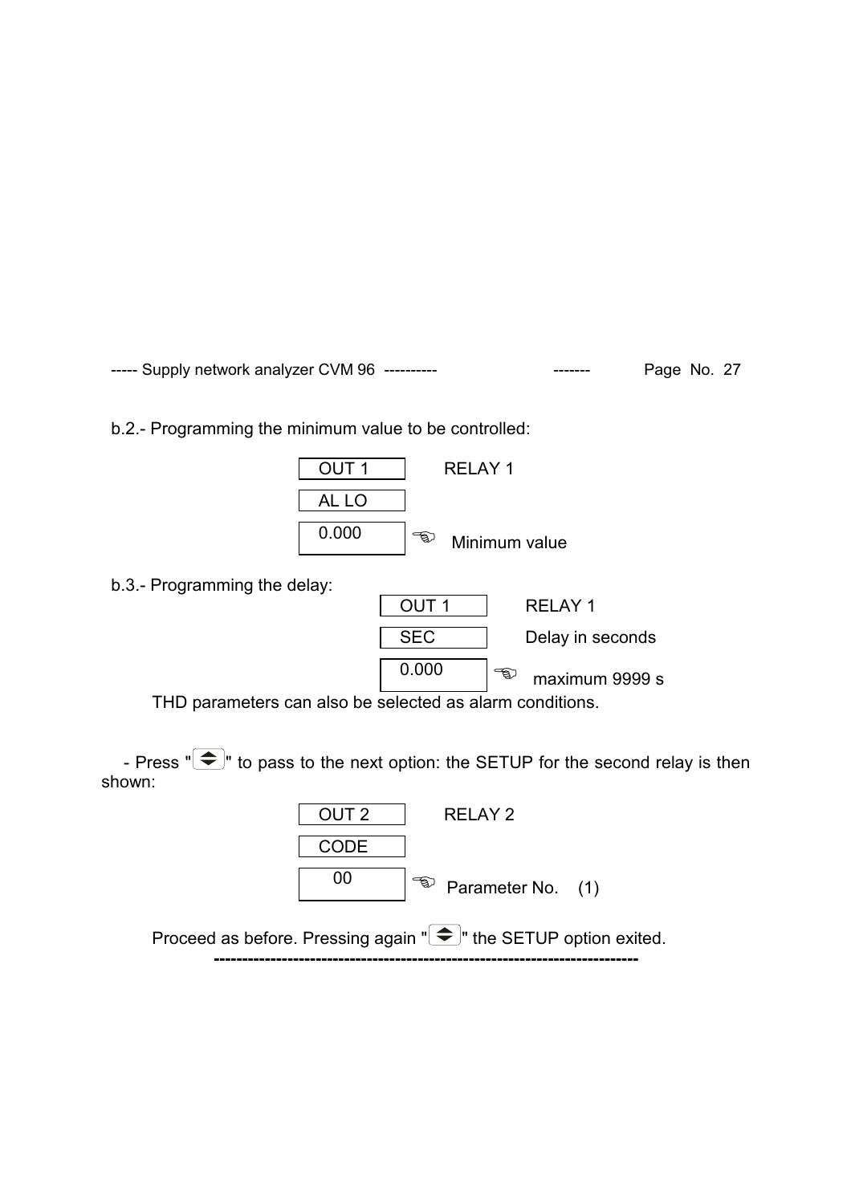b.2.- Programming the minimum value to be controlled:

| OUT 1 | RELAY 1 |
|---|---|
| AL LO | |
| 0.000 | ☜ Minimum value |

b.3.- Programming the delay:

| OUT 1 | RELAY 1 |
|---|---|
| SEC | Delay in seconds |
| 0.000 | ☜ maximum 9999 s |

THD parameters can also be selected as alarm conditions.

- Press "⇕" to pass to the next option: the SETUP for the second relay is then shown:

| OUT 2 | RELAY 2 |
|---|---|
| CODE | |
| 00 | ☜ Parameter No. (1) |

Proceed as before. Pressing again "⇕" the SETUP option exited.

---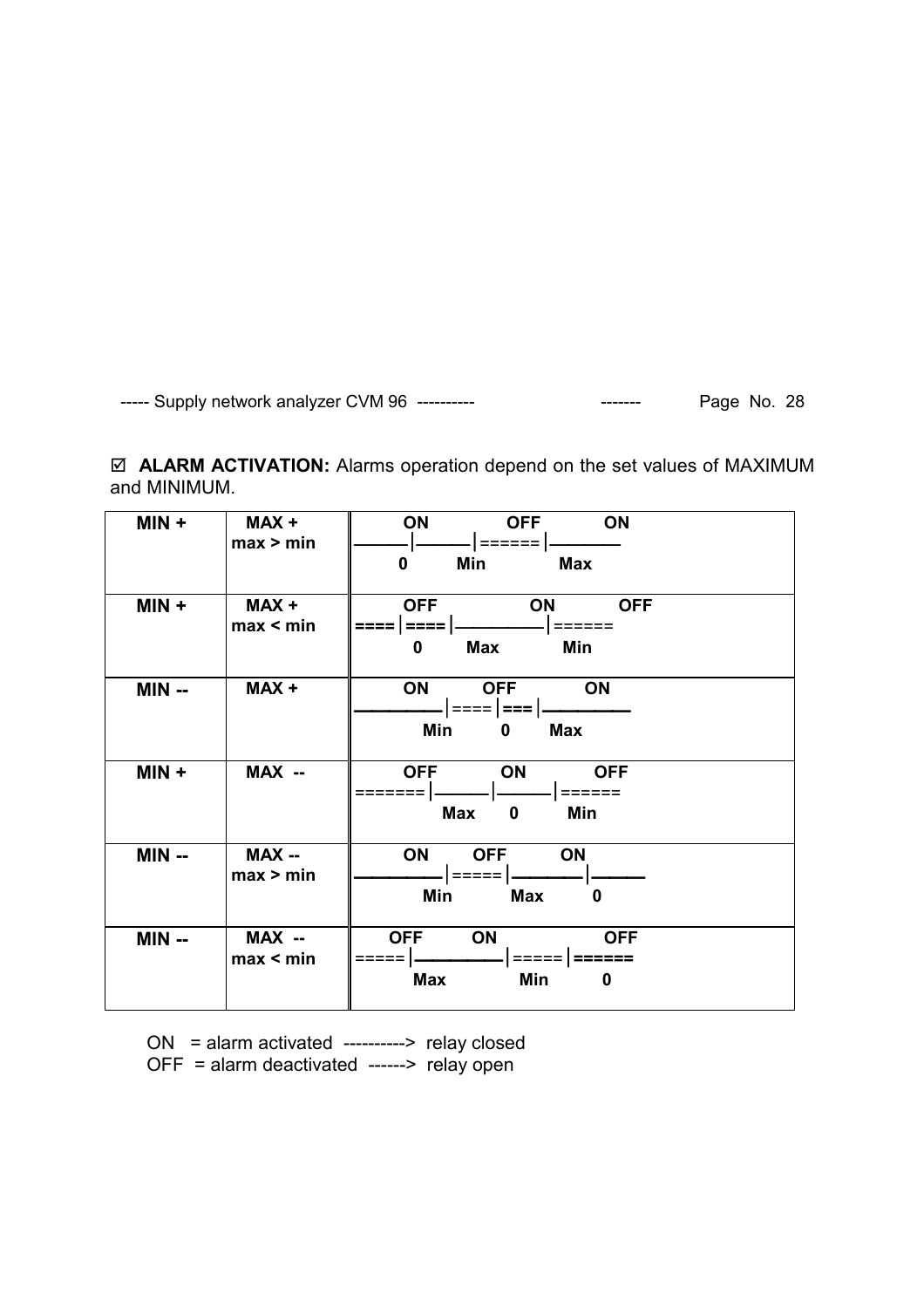☑ **ALARM ACTIVATION:** Alarms operation depend on the set values of MAXIMUM and MINIMUM.

| | | |
|---|---|---|
| **MIN +** | **MAX +**<br>**max > min** | **ON &nbsp;&nbsp;&nbsp; OFF &nbsp;&nbsp;&nbsp; ON**<br>───│───│======│────<br>**0 &nbsp;&nbsp; Min &nbsp;&nbsp; Max** |
| **MIN +** | **MAX +**<br>**max < min** | **OFF &nbsp;&nbsp;&nbsp; ON &nbsp;&nbsp;&nbsp; OFF**<br>====│====│─────│======<br>**0 &nbsp;&nbsp; Max &nbsp;&nbsp; Min** |
| **MIN --** | **MAX +** | **ON &nbsp;&nbsp;&nbsp; OFF &nbsp;&nbsp;&nbsp; ON**<br>─────│====│===│─────<br>**Min &nbsp;&nbsp; 0 &nbsp;&nbsp; Max** |
| **MIN +** | **MAX --** | **OFF &nbsp;&nbsp;&nbsp; ON &nbsp;&nbsp;&nbsp; OFF**<br>=======│───│───│======<br>**Max &nbsp;&nbsp; 0 &nbsp;&nbsp; Min** |
| **MIN --** | **MAX --**<br>**max > min** | **ON &nbsp;&nbsp;&nbsp; OFF &nbsp;&nbsp;&nbsp; ON**<br>─────│=====│────│───<br>**Min &nbsp;&nbsp; Max &nbsp;&nbsp; 0** |
| **MIN --** | **MAX --**<br>**max < min** | **OFF &nbsp;&nbsp;&nbsp; ON &nbsp;&nbsp;&nbsp; OFF**<br>=====│─────│=====│======<br>**Max &nbsp;&nbsp; Min &nbsp;&nbsp; 0** |

ON = alarm activated ----------> relay closed
OFF = alarm deactivated ------> relay open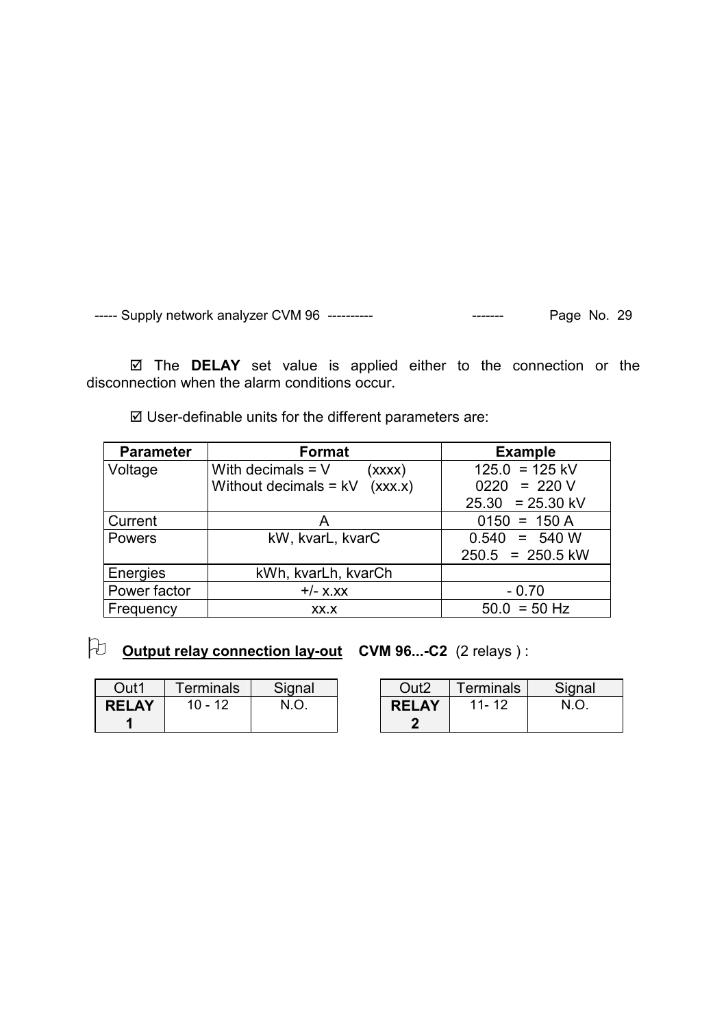☑ The **DELAY** set value is applied either to the connection or the disconnection when the alarm conditions occur.

☑ User-definable units for the different parameters are:

| Parameter | Format | Example |
|---|---|---|
| Voltage | With decimals = V (xxxx)<br>Without decimals = kV (xxx.x) | 125.0 = 125 kV<br>0220 = 220 V<br>25.30 = 25.30 kV |
| Current | A | 0150 = 150 A |
| Powers | kW, kvarL, kvarC | 0.540 = 540 W<br>250.5 = 250.5 kW |
| Energies | kWh, kvarLh, kvarCh | |
| Power factor | +/- x.xx | - 0.70 |
| Frequency | xx.x | 50.0 = 50 Hz |

## **Output relay connection lay-out** **CVM 96...-C2** (2 relays ) :

| Out1 | Terminals | Signal |
|---|---|---|
| **RELAY 1** | 10 - 12 | N.O. |

| Out2 | Terminals | Signal |
|---|---|---|
| **RELAY 2** | 11- 12 | N.O. |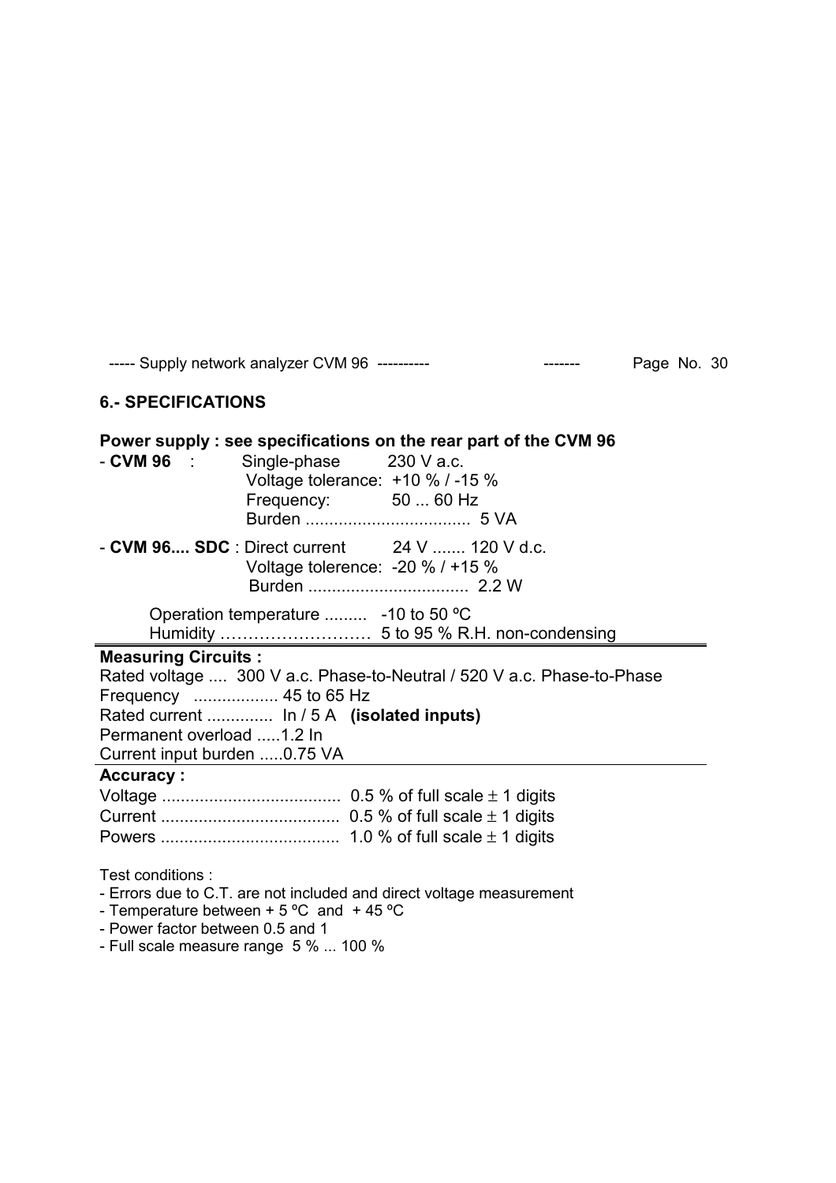## 6.- SPECIFICATIONS

**Power supply : see specifications on the rear part of the CVM 96**

- **CVM 96** : Single-phase 230 V a.c.
  Voltage tolerance: +10 % / -15 %
  Frequency: 50 ... 60 Hz
  Burden .................................. 5 VA

- **CVM 96.... SDC** : Direct current 24 V ....... 120 V d.c.
  Voltage tolerence: -20 % / +15 %
  Burden .................................. 2.2 W

Operation temperature ......... -10 to 50 ºC
Humidity ……………………… 5 to 95 % R.H. non-condensing

**Measuring Circuits :**

Rated voltage .... 300 V a.c. Phase-to-Neutral / 520 V a.c. Phase-to-Phase
Frequency .................. 45 to 65 Hz
Rated current ............. In / 5 A **(isolated inputs)**
Permanent overload .....1.2 In
Current input burden .....0.75 VA

**Accuracy :**

Voltage ..................................... 0.5 % of full scale ± 1 digits
Current ..................................... 0.5 % of full scale ± 1 digits
Powers ..................................... 1.0 % of full scale ± 1 digits

Test conditions :

- Errors due to C.T. are not included and direct voltage measurement
- Temperature between + 5 ºC and + 45 ºC
- Power factor between 0.5 and 1
- Full scale measure range 5 % ... 100 %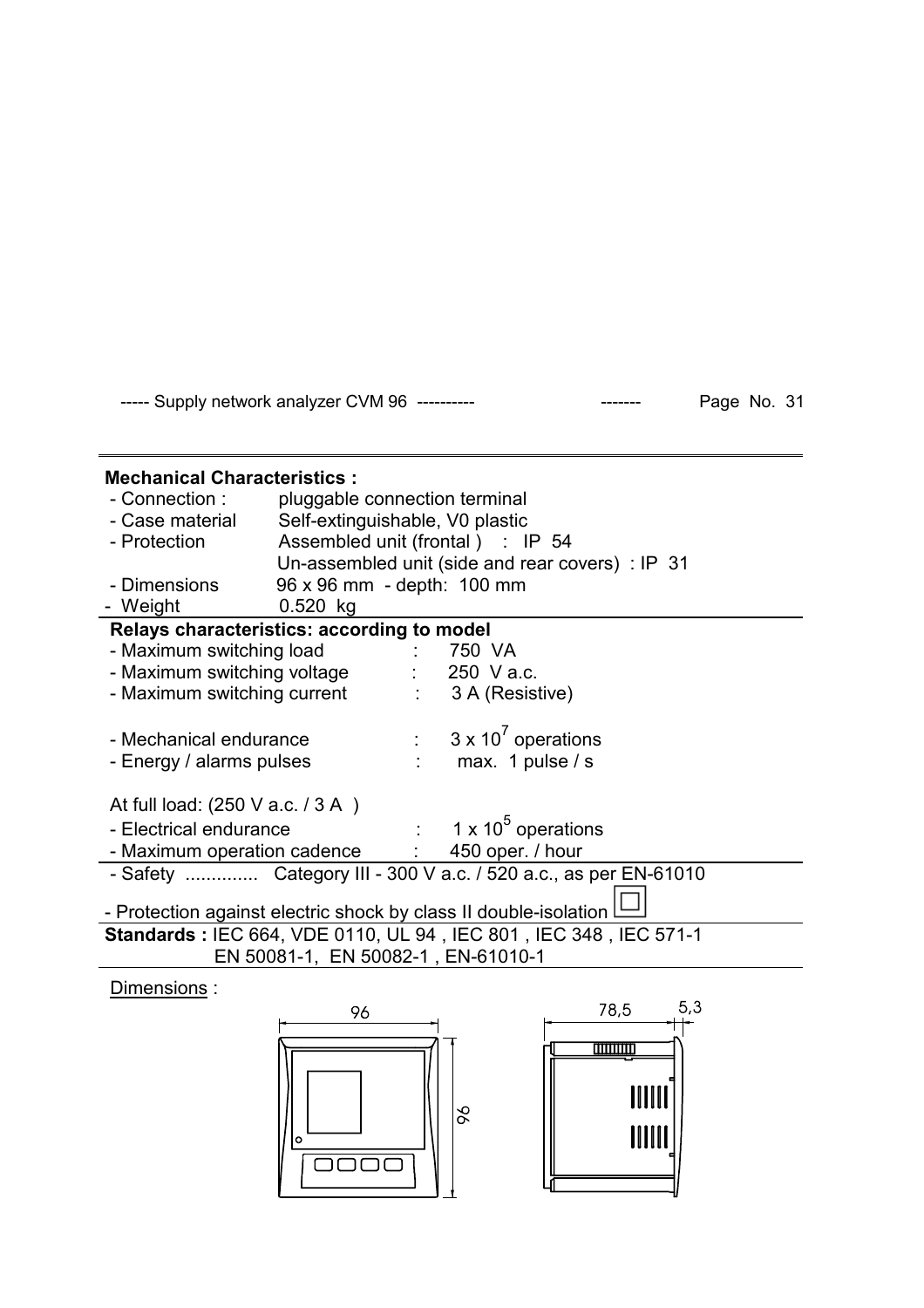**Mechanical Characteristics :**

- Connection : pluggable connection terminal
- Case material Self-extinguishable, V0 plastic
- Protection Assembled unit (frontal ) : IP 54
  Un-assembled unit (side and rear covers) : IP 31
- Dimensions 96 x 96 mm - depth: 100 mm
- Weight 0.520 kg

**Relays characteristics: according to model**

| | | |
|---|---|---|
| - Maximum switching load | : | 750 VA |
| - Maximum switching voltage | : | 250 V a.c. |
| - Maximum switching current | : | 3 A (Resistive) |
| - Mechanical endurance | : | $3 \times 10^7$ operations |
| - Energy / alarms pulses | : | max. 1 pulse / s |

At full load: (250 V a.c. / 3 A )

| | | |
|---|---|---|
| - Electrical endurance | : | $1 \times 10^5$ operations |
| - Maximum operation cadence | : | 450 oper. / hour |

- Safety .............. Category III - 300 V a.c. / 520 a.c., as per EN-61010

- Protection against electric shock by class II double-isolation ▢

**Standards :** IEC 664, VDE 0110, UL 94 , IEC 801 , IEC 348 , IEC 571-1
EN 50081-1, EN 50082-1 , EN-61010-1

Dimensions :

96 96 78,5 5,3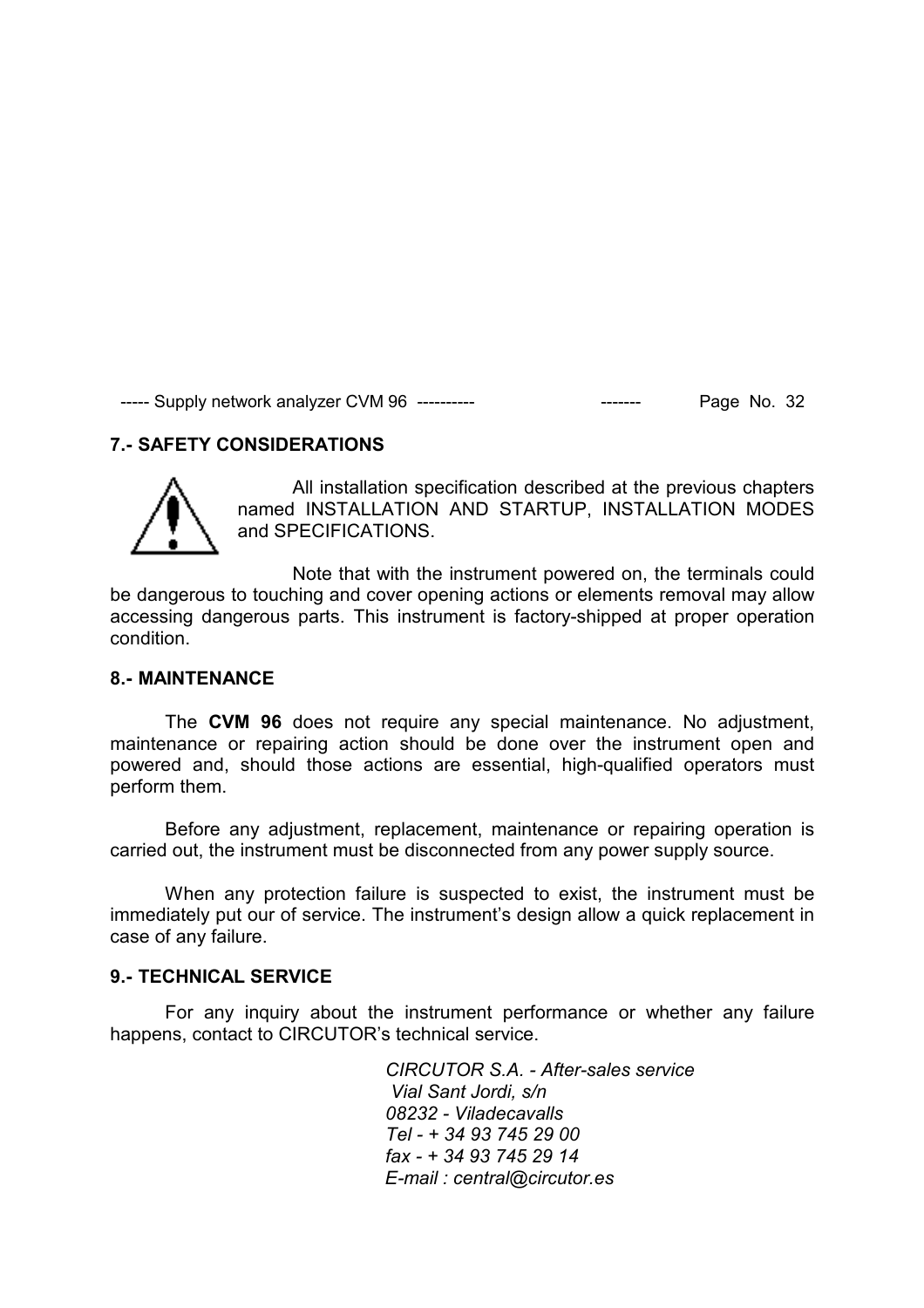## 7.- SAFETY CONSIDERATIONS

All installation specification described at the previous chapters named INSTALLATION AND STARTUP, INSTALLATION MODES and SPECIFICATIONS.

Note that with the instrument powered on, the terminals could be dangerous to touching and cover opening actions or elements removal may allow accessing dangerous parts. This instrument is factory-shipped at proper operation condition.

## 8.- MAINTENANCE

The **CVM 96** does not require any special maintenance. No adjustment, maintenance or repairing action should be done over the instrument open and powered and, should those actions are essential, high-qualified operators must perform them.

Before any adjustment, replacement, maintenance or repairing operation is carried out, the instrument must be disconnected from any power supply source.

When any protection failure is suspected to exist, the instrument must be immediately put our of service. The instrument's design allow a quick replacement in case of any failure.

## 9.- TECHNICAL SERVICE

For any inquiry about the instrument performance or whether any failure happens, contact to CIRCUTOR's technical service.

*CIRCUTOR S.A. - After-sales service*
*Vial Sant Jordi, s/n*
*08232 - Viladecavalls*
*Tel - + 34 93 745 29 00*
*fax - + 34 93 745 29 14*
*E-mail : central@circutor.es*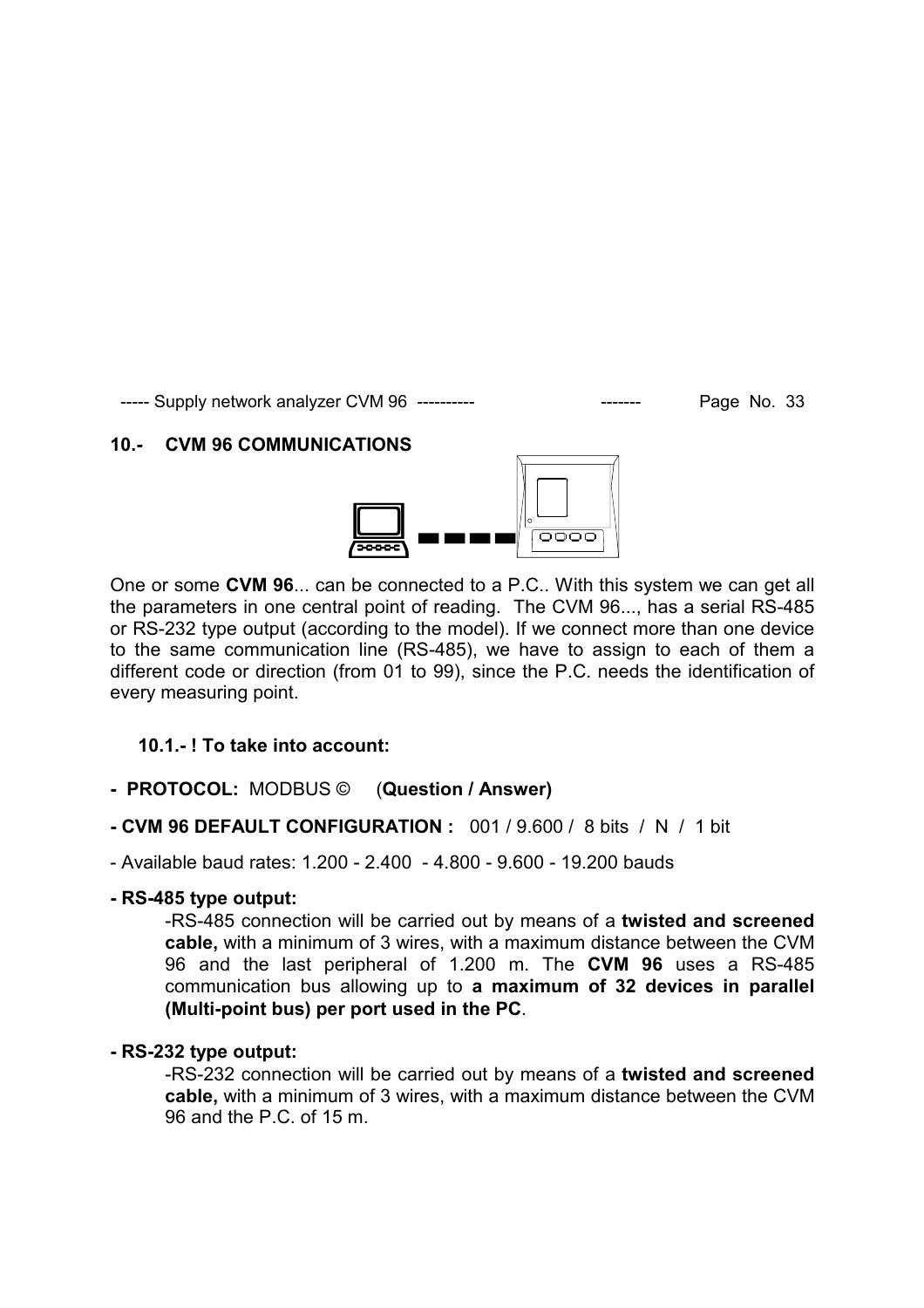## 10.- CVM 96 COMMUNICATIONS

One or some **CVM 96**... can be connected to a P.C.. With this system we can get all the parameters in one central point of reading. The CVM 96..., has a serial RS-485 or RS-232 type output (according to the model). If we connect more than one device to the same communication line (RS-485), we have to assign to each of them a different code or direction (from 01 to 99), since the P.C. needs the identification of every measuring point.

### 10.1.- ! To take into account:

- **PROTOCOL:** MODBUS © (**Question / Answer)**

**- CVM 96 DEFAULT CONFIGURATION :** 001 / 9.600 / 8 bits / N / 1 bit

- Available baud rates: 1.200 - 2.400 - 4.800 - 9.600 - 19.200 bauds

**- RS-485 type output:**

-RS-485 connection will be carried out by means of a **twisted and screened cable,** with a minimum of 3 wires, with a maximum distance between the CVM 96 and the last peripheral of 1.200 m. The **CVM 96** uses a RS-485 communication bus allowing up to **a maximum of 32 devices in parallel (Multi-point bus) per port used in the PC**.

**- RS-232 type output:**

-RS-232 connection will be carried out by means of a **twisted and screened cable,** with a minimum of 3 wires, with a maximum distance between the CVM 96 and the P.C. of 15 m.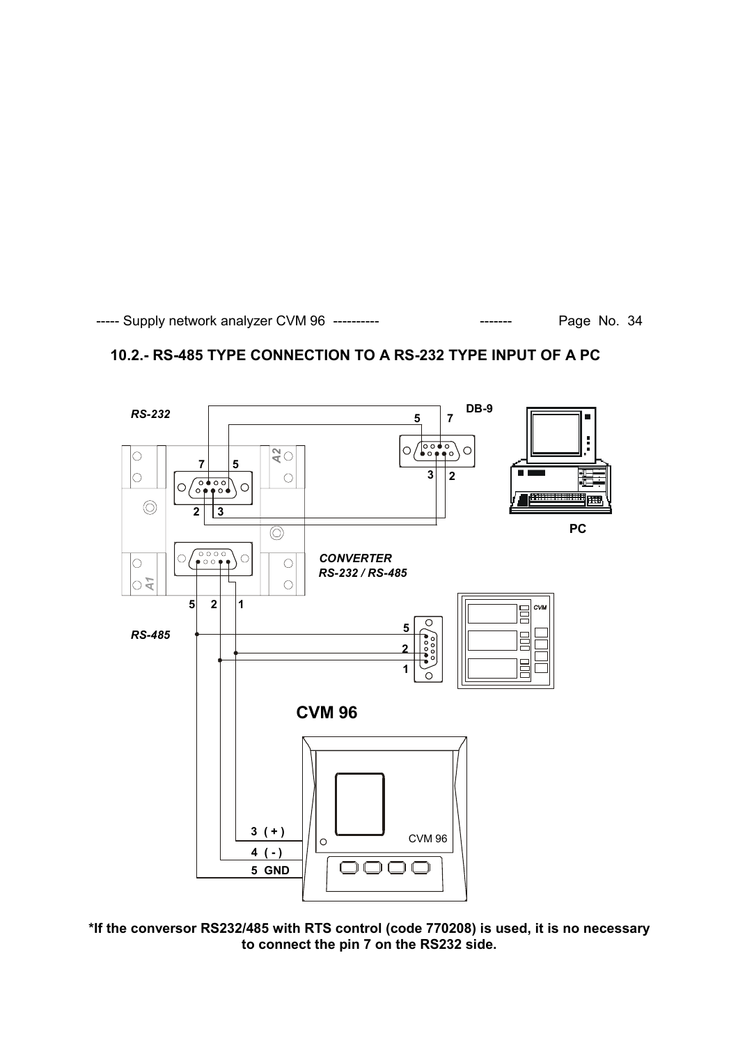## 10.2.- RS-485 TYPE CONNECTION TO A RS-232 TYPE INPUT OF A PC

*RS-232*

DB-9

5 7

3 2

7 5

2 3

PC

*CONVERTER*
*RS-232 / RS-485*

5 2 1

*RS-485*

5
2
1

CVM

**CVM 96**

3 ( + )
4 ( - )
5 GND

CVM 96

**\*If the conversor RS232/485 with RTS control (code 770208) is used, it is no necessary to connect the pin 7 on the RS232 side.**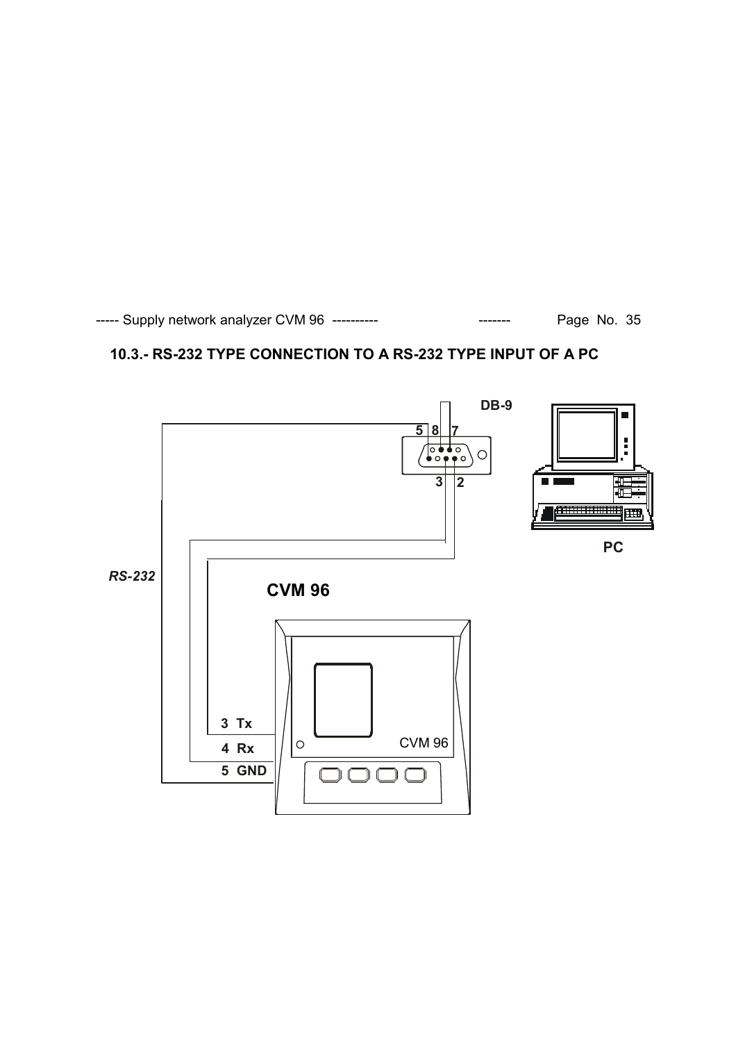## 10.3.- RS-232 TYPE CONNECTION TO A RS-232 TYPE INPUT OF A PC

DB-9

5 8 7

3 2

PC

*RS-232*

**CVM 96**

3 Tx

4 Rx

5 GND

CVM 96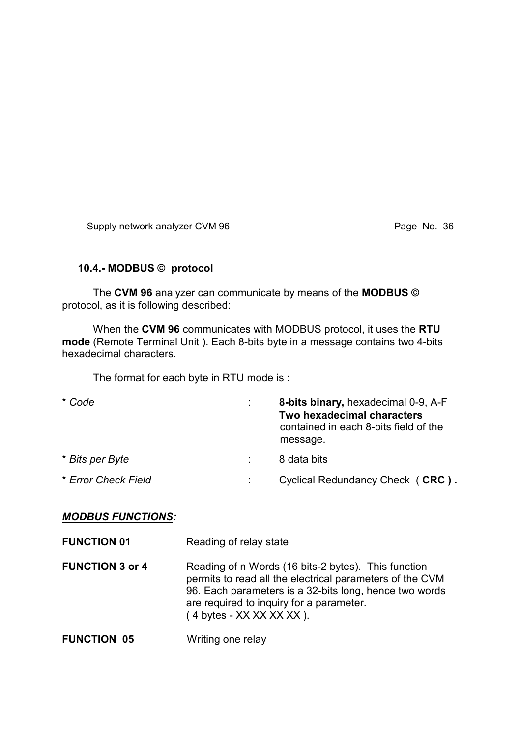### 10.4.- MODBUS © protocol

The **CVM 96** analyzer can communicate by means of the **MODBUS ©** protocol, as it is following described:

When the **CVM 96** communicates with MODBUS protocol, it uses the **RTU mode** (Remote Terminal Unit ). Each 8-bits byte in a message contains two 4-bits hexadecimal characters.

The format for each byte in RTU mode is :

| | | |
|---|---|---|
| * *Code* | : | **8-bits binary,** hexadecimal 0-9, A-F **Two hexadecimal characters** contained in each 8-bits field of the message. |
| * *Bits per Byte* | : | 8 data bits |
| * *Error Check Field* | : | Cyclical Redundancy Check ( **CRC ) .** |

***MODBUS FUNCTIONS:***

| | |
|---|---|
| **FUNCTION 01** | Reading of relay state |
| **FUNCTION 3 or 4** | Reading of n Words (16 bits-2 bytes). This function permits to read all the electrical parameters of the CVM 96. Each parameters is a 32-bits long, hence two words are required to inquiry for a parameter. ( 4 bytes - XX XX XX XX ). |
| **FUNCTION 05** | Writing one relay |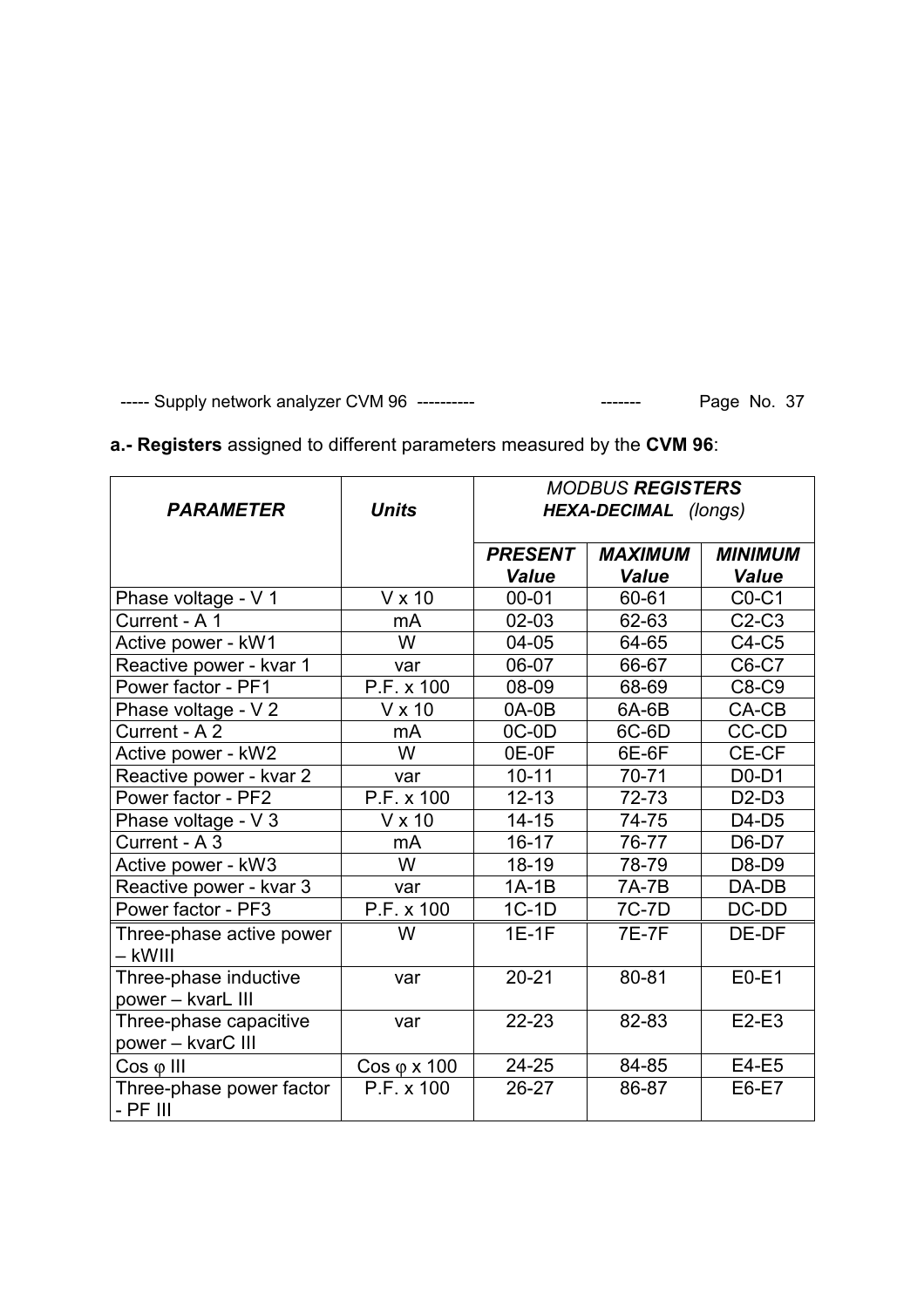**a.- Registers** assigned to different parameters measured by the **CVM 96**:

| ***PARAMETER*** | ***Units*** | *MODBUS* ***REGISTERS*** ***HEXA-DECIMAL*** *(longs)* | | |
|---|---|---|---|---|
| | | ***PRESENT Value*** | ***MAXIMUM Value*** | ***MINIMUM Value*** |
| Phase voltage - V 1 | V x 10 | 00-01 | 60-61 | C0-C1 |
| Current - A 1 | mA | 02-03 | 62-63 | C2-C3 |
| Active power - kW1 | W | 04-05 | 64-65 | C4-C5 |
| Reactive power - kvar 1 | var | 06-07 | 66-67 | C6-C7 |
| Power factor - PF1 | P.F. x 100 | 08-09 | 68-69 | C8-C9 |
| Phase voltage - V 2 | V x 10 | 0A-0B | 6A-6B | CA-CB |
| Current - A 2 | mA | 0C-0D | 6C-6D | CC-CD |
| Active power - kW2 | W | 0E-0F | 6E-6F | CE-CF |
| Reactive power - kvar 2 | var | 10-11 | 70-71 | D0-D1 |
| Power factor - PF2 | P.F. x 100 | 12-13 | 72-73 | D2-D3 |
| Phase voltage - V 3 | V x 10 | 14-15 | 74-75 | D4-D5 |
| Current - A 3 | mA | 16-17 | 76-77 | D6-D7 |
| Active power - kW3 | W | 18-19 | 78-79 | D8-D9 |
| Reactive power - kvar 3 | var | 1A-1B | 7A-7B | DA-DB |
| Power factor - PF3 | P.F. x 100 | 1C-1D | 7C-7D | DC-DD |
| Three-phase active power – kWIII | W | 1E-1F | 7E-7F | DE-DF |
| Three-phase inductive power – kvarL III | var | 20-21 | 80-81 | E0-E1 |
| Three-phase capacitive power – kvarC III | var | 22-23 | 82-83 | E2-E3 |
| Cos φ III | Cos φ x 100 | 24-25 | 84-85 | E4-E5 |
| Three-phase power factor - PF III | P.F. x 100 | 26-27 | 86-87 | E6-E7 |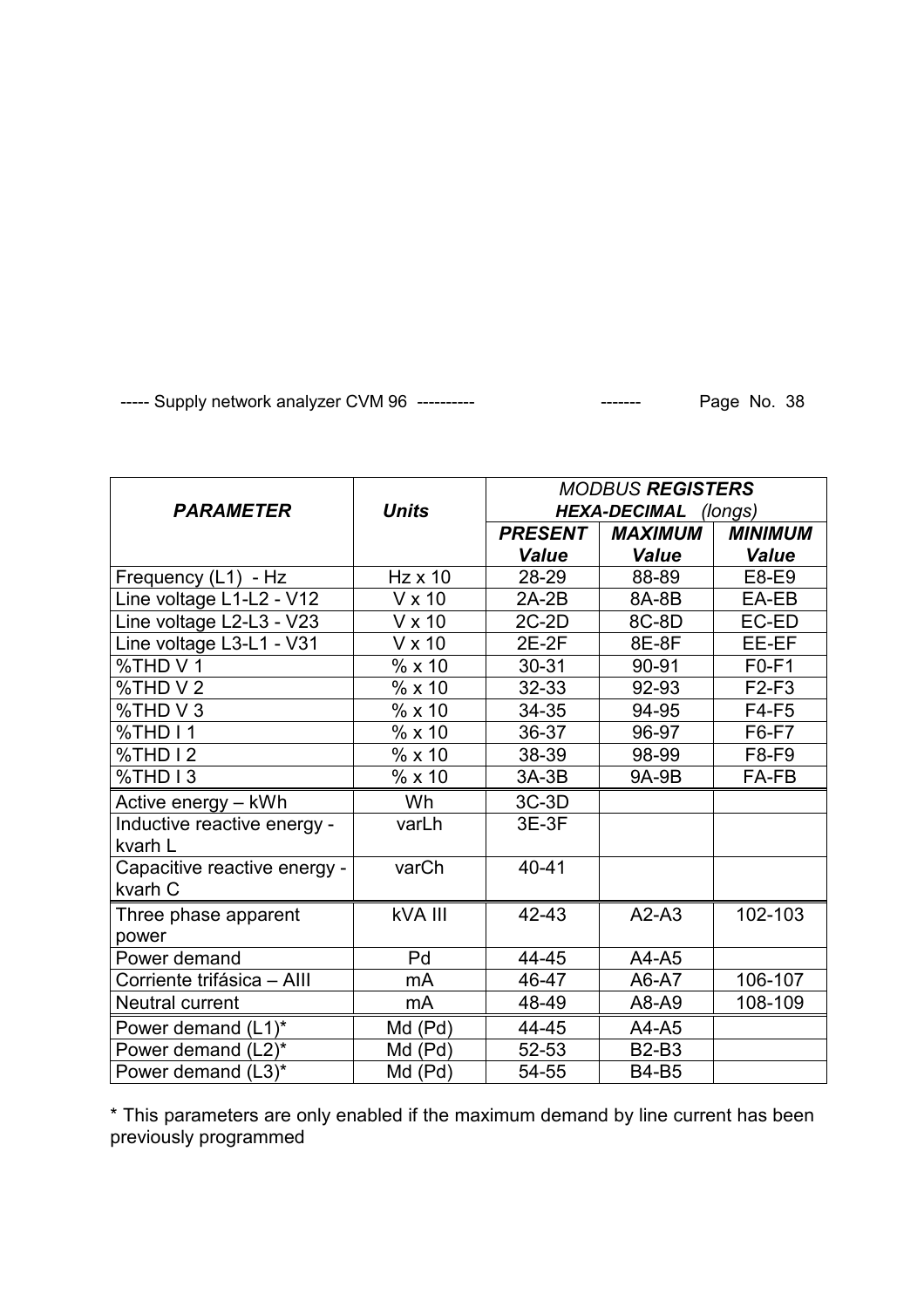| ***PARAMETER*** | ***Units*** | *MODBUS* ***REGISTERS*** ***HEXA-DECIMAL*** *(longs)* | | |
|---|---|---|---|---|
| | | ***PRESENT Value*** | ***MAXIMUM Value*** | ***MINIMUM Value*** |
| Frequency (L1) - Hz | Hz x 10 | 28-29 | 88-89 | E8-E9 |
| Line voltage L1-L2 - V12 | V x 10 | 2A-2B | 8A-8B | EA-EB |
| Line voltage L2-L3 - V23 | V x 10 | 2C-2D | 8C-8D | EC-ED |
| Line voltage L3-L1 - V31 | V x 10 | 2E-2F | 8E-8F | EE-EF |
| %THD V 1 | % x 10 | 30-31 | 90-91 | F0-F1 |
| %THD V 2 | % x 10 | 32-33 | 92-93 | F2-F3 |
| %THD V 3 | % x 10 | 34-35 | 94-95 | F4-F5 |
| %THD I 1 | % x 10 | 36-37 | 96-97 | F6-F7 |
| %THD I 2 | % x 10 | 38-39 | 98-99 | F8-F9 |
| %THD I 3 | % x 10 | 3A-3B | 9A-9B | FA-FB |
| Active energy – kWh | Wh | 3C-3D | | |
| Inductive reactive energy - kvarh L | varLh | 3E-3F | | |
| Capacitive reactive energy - kvarh C | varCh | 40-41 | | |
| Three phase apparent power | kVA III | 42-43 | A2-A3 | 102-103 |
| Power demand | Pd | 44-45 | A4-A5 | |
| Corriente trifásica – AIII | mA | 46-47 | A6-A7 | 106-107 |
| Neutral current | mA | 48-49 | A8-A9 | 108-109 |
| Power demand (L1)* | Md (Pd) | 44-45 | A4-A5 | |
| Power demand (L2)* | Md (Pd) | 52-53 | B2-B3 | |
| Power demand (L3)* | Md (Pd) | 54-55 | B4-B5 | |

* This parameters are only enabled if the maximum demand by line current has been previously programmed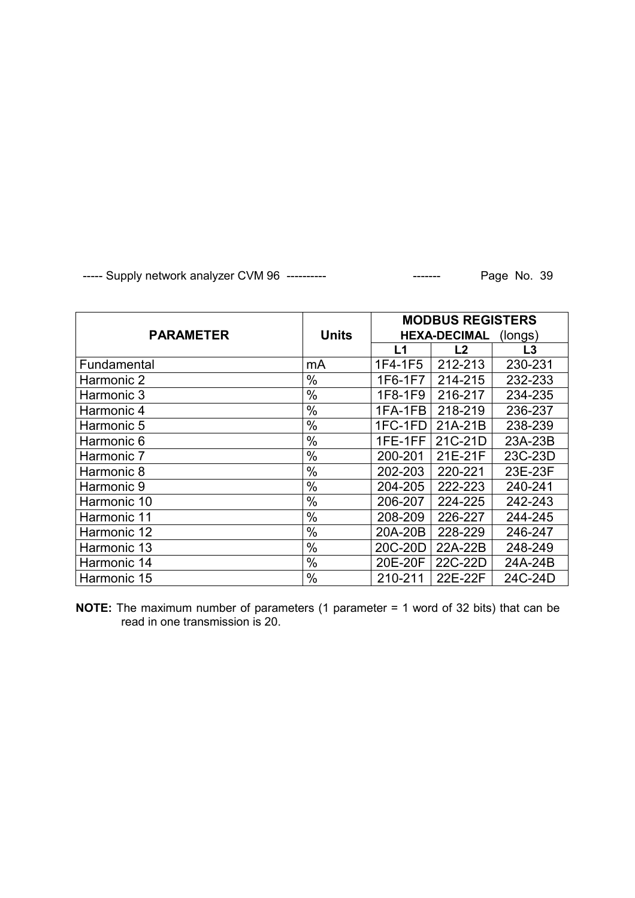| PARAMETER | Units | MODBUS REGISTERS HEXA-DECIMAL (longs) | | |
|---|---|---|---|---|
| | | L1 | L2 | L3 |
| Fundamental | mA | 1F4-1F5 | 212-213 | 230-231 |
| Harmonic 2 | % | 1F6-1F7 | 214-215 | 232-233 |
| Harmonic 3 | % | 1F8-1F9 | 216-217 | 234-235 |
| Harmonic 4 | % | 1FA-1FB | 218-219 | 236-237 |
| Harmonic 5 | % | 1FC-1FD | 21A-21B | 238-239 |
| Harmonic 6 | % | 1FE-1FF | 21C-21D | 23A-23B |
| Harmonic 7 | % | 200-201 | 21E-21F | 23C-23D |
| Harmonic 8 | % | 202-203 | 220-221 | 23E-23F |
| Harmonic 9 | % | 204-205 | 222-223 | 240-241 |
| Harmonic 10 | % | 206-207 | 224-225 | 242-243 |
| Harmonic 11 | % | 208-209 | 226-227 | 244-245 |
| Harmonic 12 | % | 20A-20B | 228-229 | 246-247 |
| Harmonic 13 | % | 20C-20D | 22A-22B | 248-249 |
| Harmonic 14 | % | 20E-20F | 22C-22D | 24A-24B |
| Harmonic 15 | % | 210-211 | 22E-22F | 24C-24D |

**NOTE:** The maximum number of parameters (1 parameter = 1 word of 32 bits) that can be read in one transmission is 20.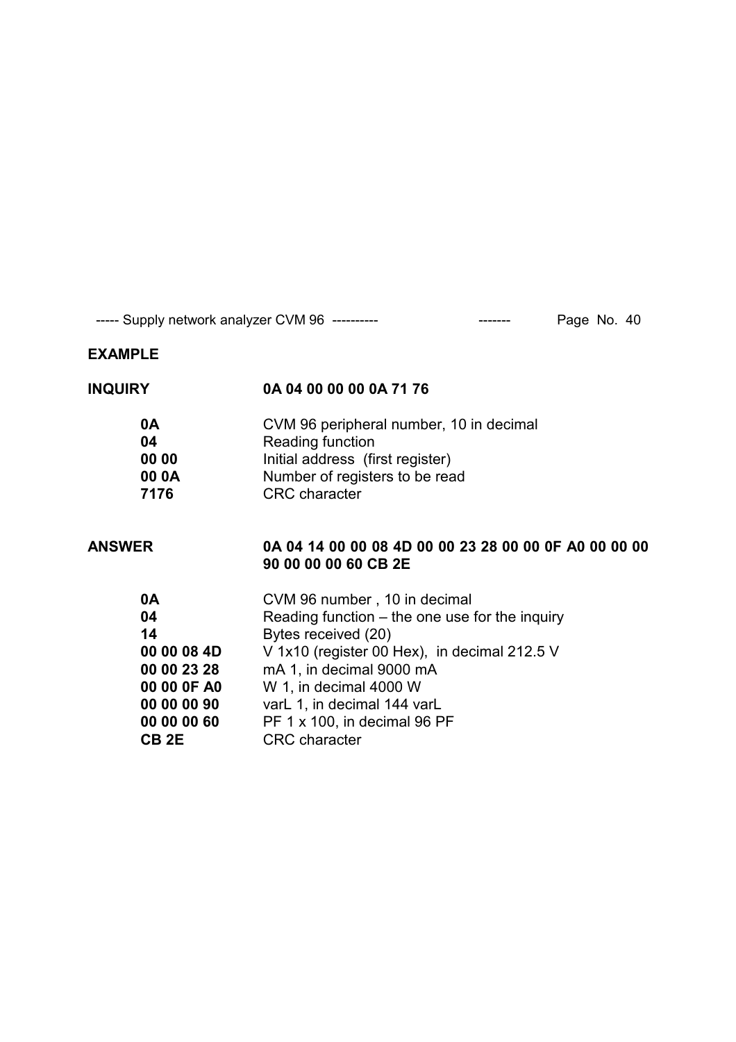**EXAMPLE**

**INQUIRY** **0A 04 00 00 00 0A 71 76**

| | |
|---|---|
| **0A** | CVM 96 peripheral number, 10 in decimal |
| **04** | Reading function |
| **00 00** | Initial address (first register) |
| **00 0A** | Number of registers to be read |
| **7176** | CRC character |

**ANSWER** **0A 04 14 00 00 08 4D 00 00 23 28 00 00 0F A0 00 00 00 90 00 00 00 60 CB 2E**

| | |
|---|---|
| **0A** | CVM 96 number , 10 in decimal |
| **04** | Reading function – the one use for the inquiry |
| **14** | Bytes received (20) |
| **00 00 08 4D** | V 1x10 (register 00 Hex), in decimal 212.5 V |
| **00 00 23 28** | mA 1, in decimal 9000 mA |
| **00 00 0F A0** | W 1, in decimal 4000 W |
| **00 00 00 90** | varL 1, in decimal 144 varL |
| **00 00 00 60** | PF 1 x 100, in decimal 96 PF |
| **CB 2E** | CRC character |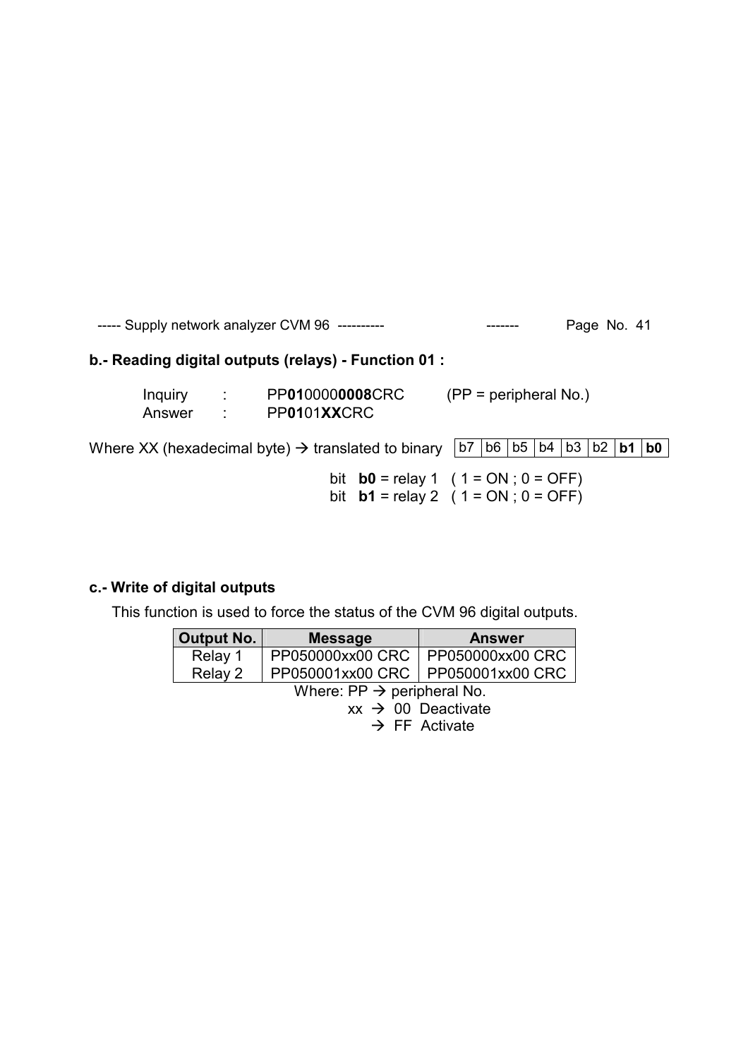## b.- Reading digital outputs (relays) - Function 01 :

Inquiry : PP**01**0000**0008**CRC (PP = peripheral No.)
Answer : PP**01**01**XX**CRC

Where XX (hexadecimal byte) → translated to binary

| b7 | b6 | b5 | b4 | b3 | b2 | **b1** | **b0** |
|---|---|---|---|---|---|---|---|

bit **b0** = relay 1 ( 1 = ON ; 0 = OFF)
bit **b1** = relay 2 ( 1 = ON ; 0 = OFF)

## c.- Write of digital outputs

This function is used to force the status of the CVM 96 digital outputs.

| Output No. | Message | Answer |
|---|---|---|
| Relay 1 | PP050000xx00 CRC | PP050000xx00 CRC |
| Relay 2 | PP050001xx00 CRC | PP050001xx00 CRC |

Where: PP → peripheral No.
xx → 00 Deactivate
→ FF Activate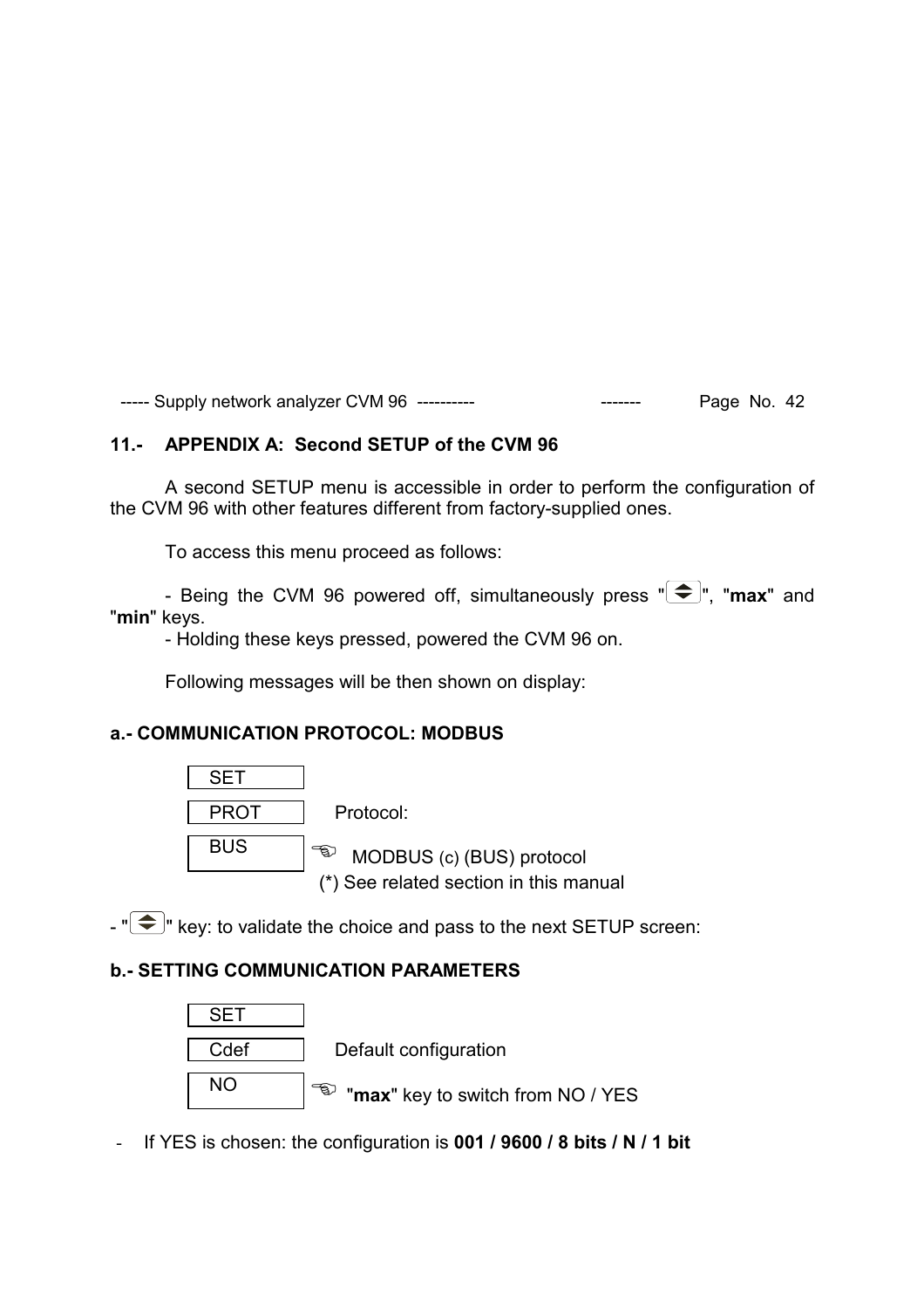## 11.- APPENDIX A: Second SETUP of the CVM 96

A second SETUP menu is accessible in order to perform the configuration of the CVM 96 with other features different from factory-supplied ones.

To access this menu proceed as follows:

- Being the CVM 96 powered off, simultaneously press "⬍", "**max**" and "**min**" keys.
- Holding these keys pressed, powered the CVM 96 on.

Following messages will be then shown on display:

### a.- COMMUNICATION PROTOCOL: MODBUS

| Display | Description |
| --- | --- |
| SET | |
| PROT | Protocol: |
| BUS | ☜ MODBUS (c) (BUS) protocol (*) See related section in this manual |

- "⬍" key: to validate the choice and pass to the next SETUP screen:

### b.- SETTING COMMUNICATION PARAMETERS

| Display | Description |
| --- | --- |
| SET | |
| Cdef | Default configuration |
| NO | ☜ "**max**" key to switch from NO / YES |

- If YES is chosen: the configuration is **001 / 9600 / 8 bits / N / 1 bit**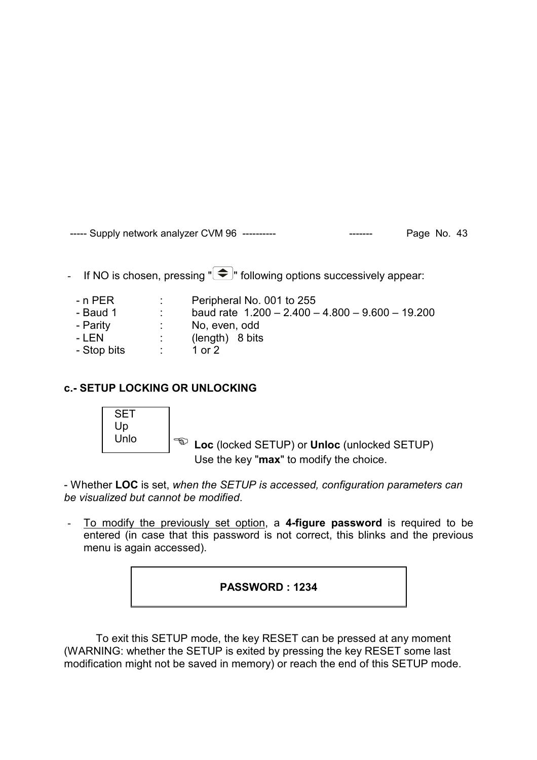- If NO is chosen, pressing "⇕" following options successively appear:

| | | |
|---|---|---|
| - n PER | : | Peripheral No. 001 to 255 |
| - Baud 1 | : | baud rate 1.200 – 2.400 – 4.800 – 9.600 – 19.200 |
| - Parity | : | No, even, odd |
| - LEN | : | (length) 8 bits |
| - Stop bits | : | 1 or 2 |

**c.- SETUP LOCKING OR UNLOCKING**

```
SET
Up
Unlo
```

☜ **Loc** (locked SETUP) or **Unloc** (unlocked SETUP)
Use the key "**max**" to modify the choice.

- Whether **LOC** is set, *when the SETUP is accessed, configuration parameters can be visualized but cannot be modified*.

- To modify the previously set option, a **4-figure password** is required to be entered (in case that this password is not correct, this blinks and the previous menu is again accessed).

**PASSWORD : 1234**

To exit this SETUP mode, the key RESET can be pressed at any moment (WARNING: whether the SETUP is exited by pressing the key RESET some last modification might not be saved in memory) or reach the end of this SETUP mode.